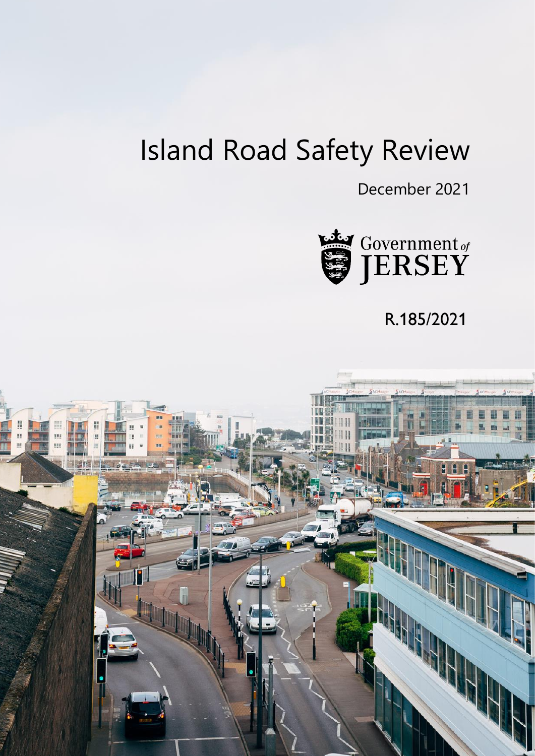# Island Road Safety Review

December 2021

Government of JERSEY

R.185/2021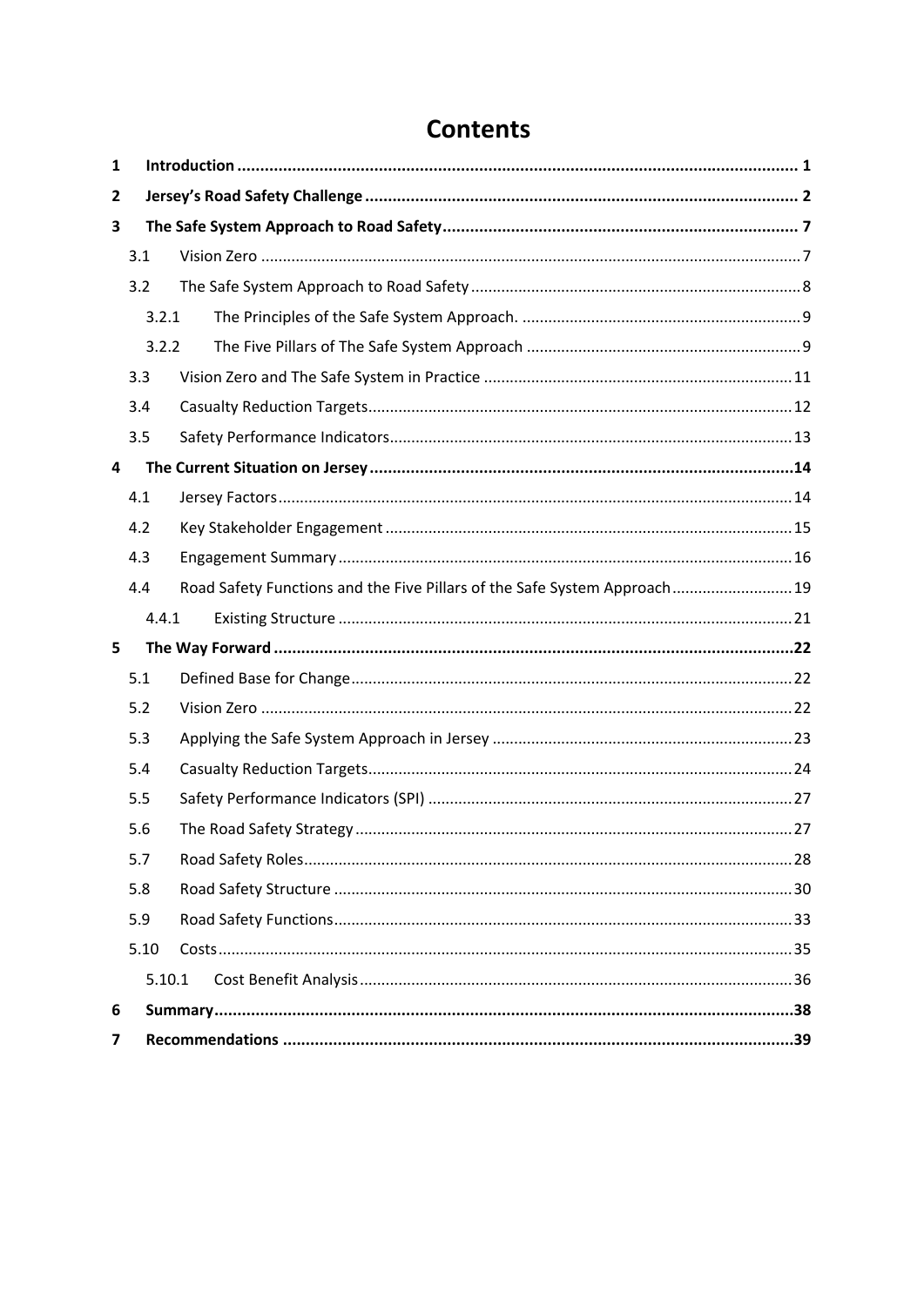# Contents

**1 Introduction** .......... **1**

**2 Jersey's Road Safety Challenge** .......... **2**

**3 The Safe System Approach to Road Safety** .......... **7**

- 3.1 Vision Zero .......... 7
- 3.2 The Safe System Approach to Road Safety .......... 8
  - 3.2.1 The Principles of the Safe System Approach. .......... 9
  - 3.2.2 The Five Pillars of The Safe System Approach .......... 9
- 3.3 Vision Zero and The Safe System in Practice .......... 11
- 3.4 Casualty Reduction Targets .......... 12
- 3.5 Safety Performance Indicators .......... 13

**4 The Current Situation on Jersey** .......... **14**

- 4.1 Jersey Factors .......... 14
- 4.2 Key Stakeholder Engagement .......... 15
- 4.3 Engagement Summary .......... 16
- 4.4 Road Safety Functions and the Five Pillars of the Safe System Approach .......... 19
  - 4.4.1 Existing Structure .......... 21

**5 The Way Forward** .......... **22**

- 5.1 Defined Base for Change .......... 22
- 5.2 Vision Zero .......... 22
- 5.3 Applying the Safe System Approach in Jersey .......... 23
- 5.4 Casualty Reduction Targets .......... 24
- 5.5 Safety Performance Indicators (SPI) .......... 27
- 5.6 The Road Safety Strategy .......... 27
- 5.7 Road Safety Roles .......... 28
- 5.8 Road Safety Structure .......... 30
- 5.9 Road Safety Functions .......... 33
- 5.10 Costs .......... 35
  - 5.10.1 Cost Benefit Analysis .......... 36

**6 Summary** .......... **38**

**7 Recommendations** .......... **39**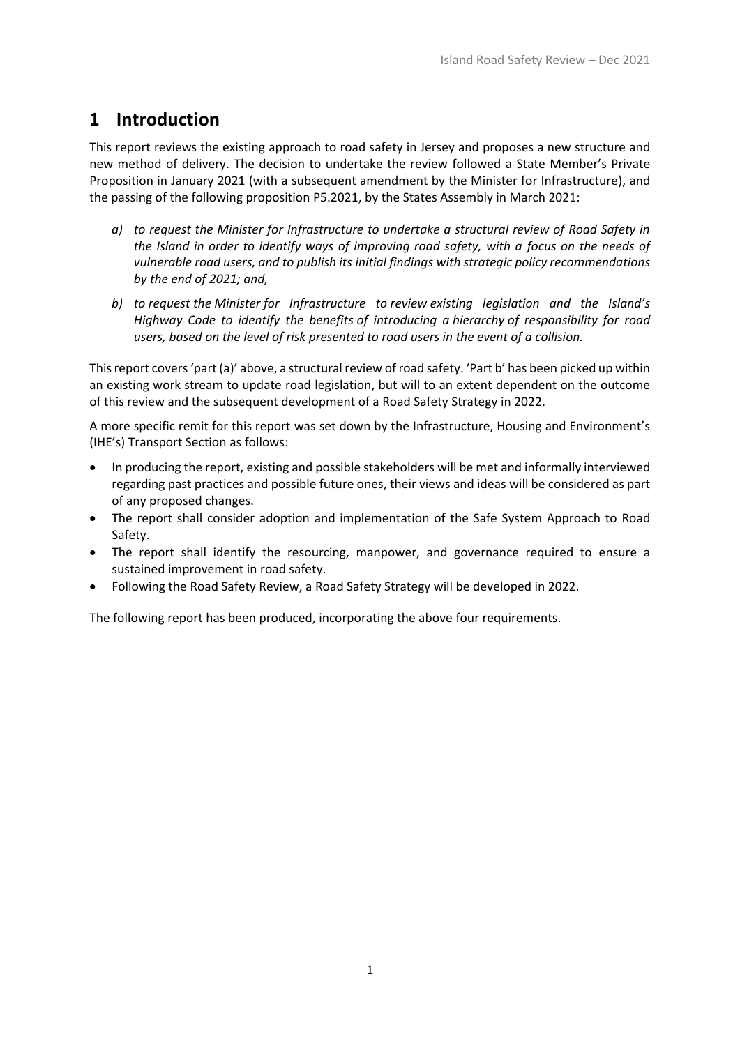# 1 Introduction

This report reviews the existing approach to road safety in Jersey and proposes a new structure and new method of delivery. The decision to undertake the review followed a State Member's Private Proposition in January 2021 (with a subsequent amendment by the Minister for Infrastructure), and the passing of the following proposition P5.2021, by the States Assembly in March 2021:

*a) to request the Minister for Infrastructure to undertake a structural review of Road Safety in the Island in order to identify ways of improving road safety, with a focus on the needs of vulnerable road users, and to publish its initial findings with strategic policy recommendations by the end of 2021; and,*

*b) to request the Minister for Infrastructure to review existing legislation and the Island's Highway Code to identify the benefits of introducing a hierarchy of responsibility for road users, based on the level of risk presented to road users in the event of a collision.*

This report covers 'part (a)' above, a structural review of road safety. 'Part b' has been picked up within an existing work stream to update road legislation, but will to an extent dependent on the outcome of this review and the subsequent development of a Road Safety Strategy in 2022.

A more specific remit for this report was set down by the Infrastructure, Housing and Environment's (IHE's) Transport Section as follows:

- In producing the report, existing and possible stakeholders will be met and informally interviewed regarding past practices and possible future ones, their views and ideas will be considered as part of any proposed changes.
- The report shall consider adoption and implementation of the Safe System Approach to Road Safety.
- The report shall identify the resourcing, manpower, and governance required to ensure a sustained improvement in road safety.
- Following the Road Safety Review, a Road Safety Strategy will be developed in 2022.

The following report has been produced, incorporating the above four requirements.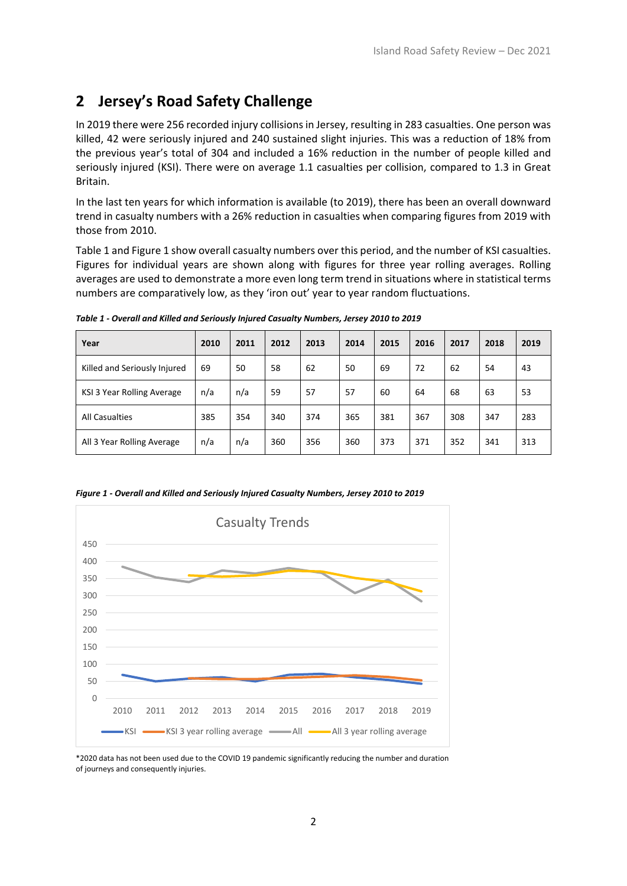## 2 Jersey's Road Safety Challenge

In 2019 there were 256 recorded injury collisions in Jersey, resulting in 283 casualties. One person was killed, 42 were seriously injured and 240 sustained slight injuries. This was a reduction of 18% from the previous year's total of 304 and included a 16% reduction in the number of people killed and seriously injured (KSI). There were on average 1.1 casualties per collision, compared to 1.3 in Great Britain.

In the last ten years for which information is available (to 2019), there has been an overall downward trend in casualty numbers with a 26% reduction in casualties when comparing figures from 2019 with those from 2010.

Table 1 and Figure 1 show overall casualty numbers over this period, and the number of KSI casualties. Figures for individual years are shown along with figures for three year rolling averages. Rolling averages are used to demonstrate a more even long term trend in situations where in statistical terms numbers are comparatively low, as they 'iron out' year to year random fluctuations.

***Table 1 - Overall and Killed and Seriously Injured Casualty Numbers, Jersey 2010 to 2019***

| Year | 2010 | 2011 | 2012 | 2013 | 2014 | 2015 | 2016 | 2017 | 2018 | 2019 |
|---|---|---|---|---|---|---|---|---|---|---|
| Killed and Seriously Injured | 69 | 50 | 58 | 62 | 50 | 69 | 72 | 62 | 54 | 43 |
| KSI 3 Year Rolling Average | n/a | n/a | 59 | 57 | 57 | 60 | 64 | 68 | 63 | 53 |
| All Casualties | 385 | 354 | 340 | 374 | 365 | 381 | 367 | 308 | 347 | 283 |
| All 3 Year Rolling Average | n/a | n/a | 360 | 356 | 360 | 373 | 371 | 352 | 341 | 313 |

***Figure 1 - Overall and Killed and Seriously Injured Casualty Numbers, Jersey 2010 to 2019***

Casualty Trends

*2020 data has not been used due to the COVID 19 pandemic significantly reducing the number and duration of journeys and consequently injuries.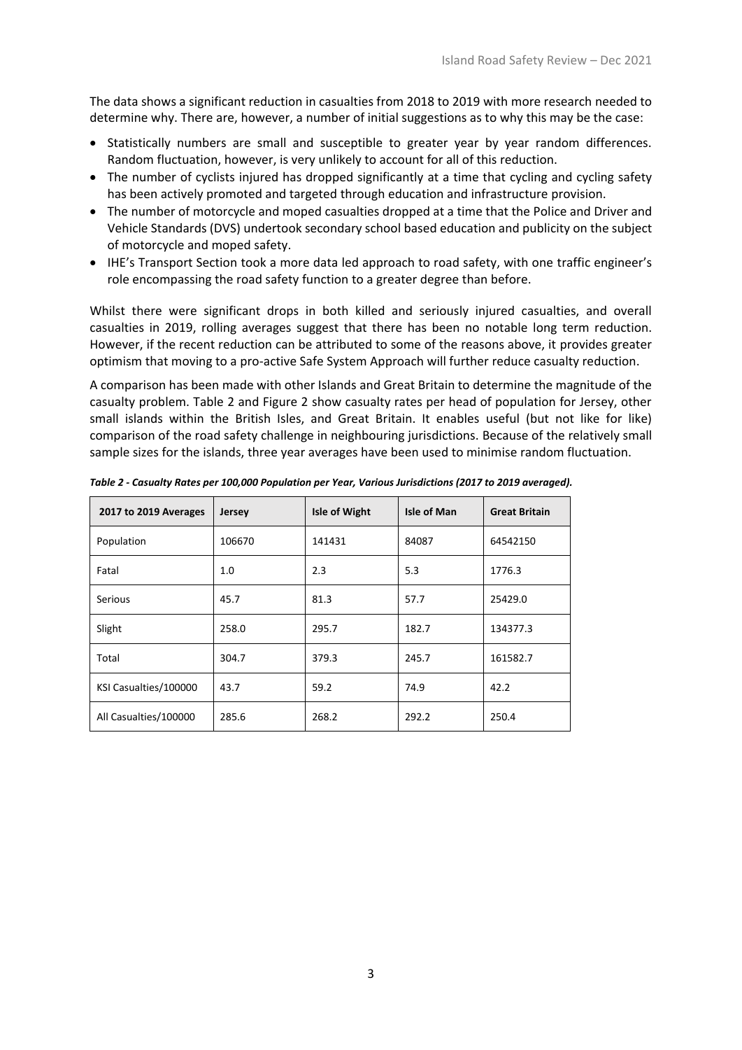The data shows a significant reduction in casualties from 2018 to 2019 with more research needed to determine why. There are, however, a number of initial suggestions as to why this may be the case:

- Statistically numbers are small and susceptible to greater year by year random differences. Random fluctuation, however, is very unlikely to account for all of this reduction.
- The number of cyclists injured has dropped significantly at a time that cycling and cycling safety has been actively promoted and targeted through education and infrastructure provision.
- The number of motorcycle and moped casualties dropped at a time that the Police and Driver and Vehicle Standards (DVS) undertook secondary school based education and publicity on the subject of motorcycle and moped safety.
- IHE's Transport Section took a more data led approach to road safety, with one traffic engineer's role encompassing the road safety function to a greater degree than before.

Whilst there were significant drops in both killed and seriously injured casualties, and overall casualties in 2019, rolling averages suggest that there has been no notable long term reduction. However, if the recent reduction can be attributed to some of the reasons above, it provides greater optimism that moving to a pro-active Safe System Approach will further reduce casualty reduction.

A comparison has been made with other Islands and Great Britain to determine the magnitude of the casualty problem. Table 2 and Figure 2 show casualty rates per head of population for Jersey, other small islands within the British Isles, and Great Britain. It enables useful (but not like for like) comparison of the road safety challenge in neighbouring jurisdictions. Because of the relatively small sample sizes for the islands, three year averages have been used to minimise random fluctuation.

***Table 2 - Casualty Rates per 100,000 Population per Year, Various Jurisdictions (2017 to 2019 averaged).***

| 2017 to 2019 Averages | Jersey | Isle of Wight | Isle of Man | Great Britain |
|---|---|---|---|---|
| Population | 106670 | 141431 | 84087 | 64542150 |
| Fatal | 1.0 | 2.3 | 5.3 | 1776.3 |
| Serious | 45.7 | 81.3 | 57.7 | 25429.0 |
| Slight | 258.0 | 295.7 | 182.7 | 134377.3 |
| Total | 304.7 | 379.3 | 245.7 | 161582.7 |
| KSI Casualties/100000 | 43.7 | 59.2 | 74.9 | 42.2 |
| All Casualties/100000 | 285.6 | 268.2 | 292.2 | 250.4 |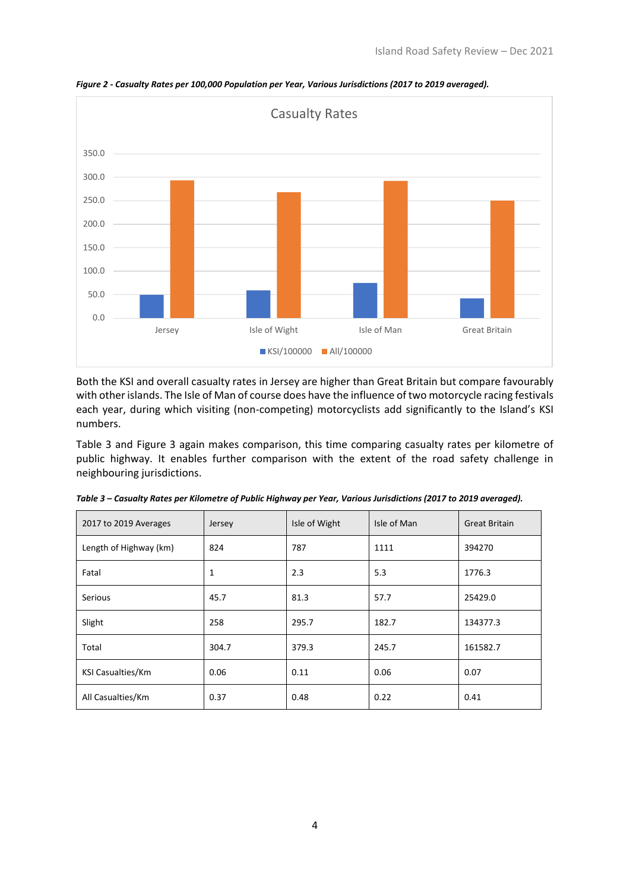***Figure 2 - Casualty Rates per 100,000 Population per Year, Various Jurisdictions (2017 to 2019 averaged).***

Both the KSI and overall casualty rates in Jersey are higher than Great Britain but compare favourably with other islands. The Isle of Man of course does have the influence of two motorcycle racing festivals each year, during which visiting (non-competing) motorcyclists add significantly to the Island's KSI numbers.

Table 3 and Figure 3 again makes comparison, this time comparing casualty rates per kilometre of public highway. It enables further comparison with the extent of the road safety challenge in neighbouring jurisdictions.

***Table 3 – Casualty Rates per Kilometre of Public Highway per Year, Various Jurisdictions (2017 to 2019 averaged).***

| 2017 to 2019 Averages | Jersey | Isle of Wight | Isle of Man | Great Britain |
|---|---|---|---|---|
| Length of Highway (km) | 824 | 787 | 1111 | 394270 |
| Fatal | 1 | 2.3 | 5.3 | 1776.3 |
| Serious | 45.7 | 81.3 | 57.7 | 25429.0 |
| Slight | 258 | 295.7 | 182.7 | 134377.3 |
| Total | 304.7 | 379.3 | 245.7 | 161582.7 |
| KSI Casualties/Km | 0.06 | 0.11 | 0.06 | 0.07 |
| All Casualties/Km | 0.37 | 0.48 | 0.22 | 0.41 |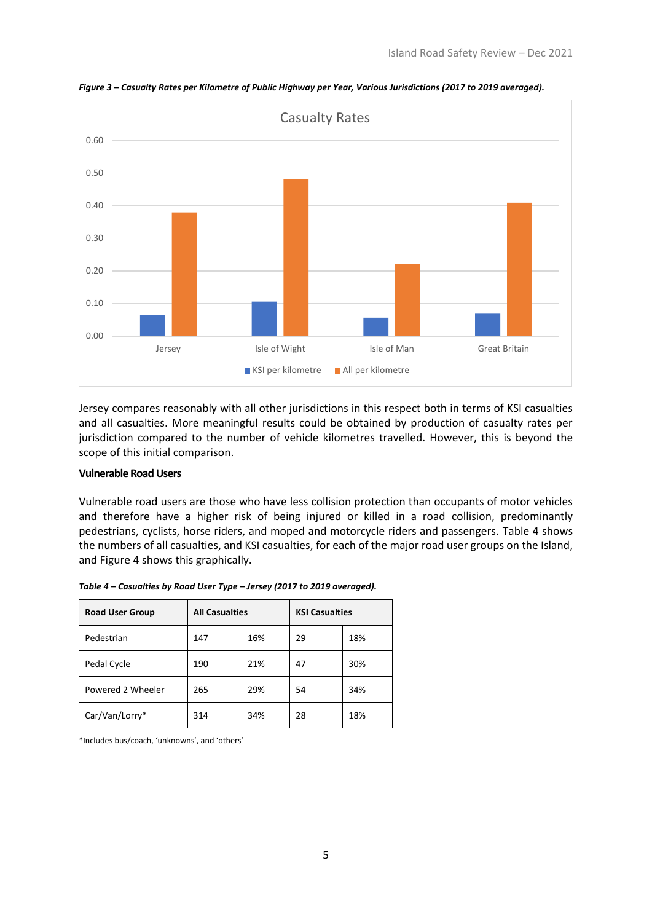*Figure 3 – Casualty Rates per Kilometre of Public Highway per Year, Various Jurisdictions (2017 to 2019 averaged).*

Jersey compares reasonably with all other jurisdictions in this respect both in terms of KSI casualties and all casualties. More meaningful results could be obtained by production of casualty rates per jurisdiction compared to the number of vehicle kilometres travelled. However, this is beyond the scope of this initial comparison.

### Vulnerable Road Users

Vulnerable road users are those who have less collision protection than occupants of motor vehicles and therefore have a higher risk of being injured or killed in a road collision, predominantly pedestrians, cyclists, horse riders, and moped and motorcycle riders and passengers. Table 4 shows the numbers of all casualties, and KSI casualties, for each of the major road user groups on the Island, and Figure 4 shows this graphically.

*Table 4 – Casualties by Road User Type – Jersey (2017 to 2019 averaged).*

| Road User Group | All Casualties | | KSI Casualties | |
|---|---|---|---|---|
| Pedestrian | 147 | 16% | 29 | 18% |
| Pedal Cycle | 190 | 21% | 47 | 30% |
| Powered 2 Wheeler | 265 | 29% | 54 | 34% |
| Car/Van/Lorry* | 314 | 34% | 28 | 18% |

*Includes bus/coach, 'unknowns', and 'others'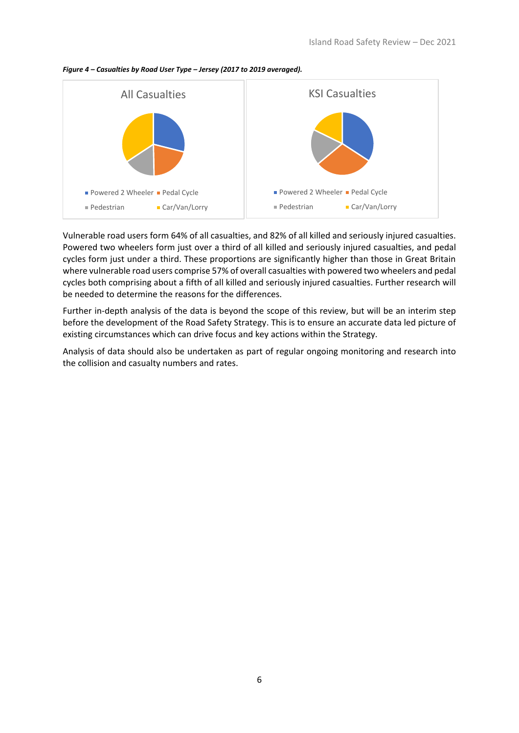*Figure 4 – Casualties by Road User Type – Jersey (2017 to 2019 averaged).*

Vulnerable road users form 64% of all casualties, and 82% of all killed and seriously injured casualties. Powered two wheelers form just over a third of all killed and seriously injured casualties, and pedal cycles form just under a third. These proportions are significantly higher than those in Great Britain where vulnerable road users comprise 57% of overall casualties with powered two wheelers and pedal cycles both comprising about a fifth of all killed and seriously injured casualties. Further research will be needed to determine the reasons for the differences.

Further in-depth analysis of the data is beyond the scope of this review, but will be an interim step before the development of the Road Safety Strategy. This is to ensure an accurate data led picture of existing circumstances which can drive focus and key actions within the Strategy.

Analysis of data should also be undertaken as part of regular ongoing monitoring and research into the collision and casualty numbers and rates.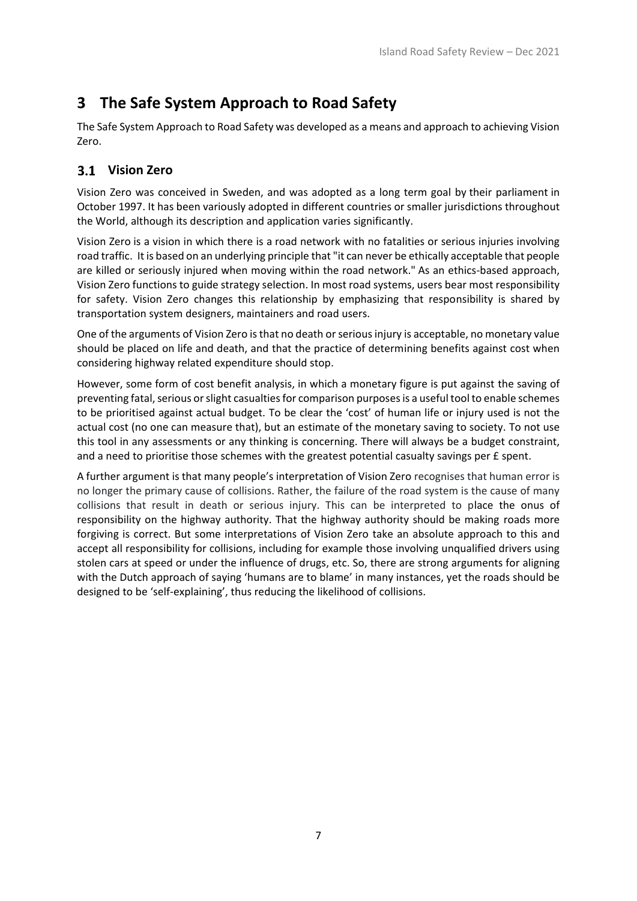# 3 The Safe System Approach to Road Safety

The Safe System Approach to Road Safety was developed as a means and approach to achieving Vision Zero.

## 3.1 Vision Zero

Vision Zero was conceived in Sweden, and was adopted as a long term goal by their parliament in October 1997. It has been variously adopted in different countries or smaller jurisdictions throughout the World, although its description and application varies significantly.

Vision Zero is a vision in which there is a road network with no fatalities or serious injuries involving road traffic. It is based on an underlying principle that "it can never be ethically acceptable that people are killed or seriously injured when moving within the road network." As an ethics-based approach, Vision Zero functions to guide strategy selection. In most road systems, users bear most responsibility for safety. Vision Zero changes this relationship by emphasizing that responsibility is shared by transportation system designers, maintainers and road users.

One of the arguments of Vision Zero is that no death or serious injury is acceptable, no monetary value should be placed on life and death, and that the practice of determining benefits against cost when considering highway related expenditure should stop.

However, some form of cost benefit analysis, in which a monetary figure is put against the saving of preventing fatal, serious or slight casualties for comparison purposes is a useful tool to enable schemes to be prioritised against actual budget. To be clear the 'cost' of human life or injury used is not the actual cost (no one can measure that), but an estimate of the monetary saving to society. To not use this tool in any assessments or any thinking is concerning. There will always be a budget constraint, and a need to prioritise those schemes with the greatest potential casualty savings per £ spent.

A further argument is that many people's interpretation of Vision Zero recognises that human error is no longer the primary cause of collisions. Rather, the failure of the road system is the cause of many collisions that result in death or serious injury. This can be interpreted to place the onus of responsibility on the highway authority. That the highway authority should be making roads more forgiving is correct. But some interpretations of Vision Zero take an absolute approach to this and accept all responsibility for collisions, including for example those involving unqualified drivers using stolen cars at speed or under the influence of drugs, etc. So, there are strong arguments for aligning with the Dutch approach of saying 'humans are to blame' in many instances, yet the roads should be designed to be 'self-explaining', thus reducing the likelihood of collisions.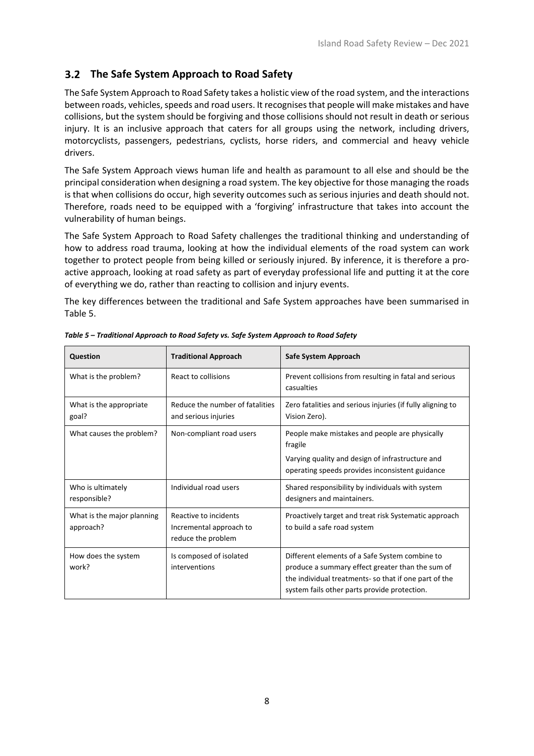## 3.2 The Safe System Approach to Road Safety

The Safe System Approach to Road Safety takes a holistic view of the road system, and the interactions between roads, vehicles, speeds and road users. It recognises that people will make mistakes and have collisions, but the system should be forgiving and those collisions should not result in death or serious injury. It is an inclusive approach that caters for all groups using the network, including drivers, motorcyclists, passengers, pedestrians, cyclists, horse riders, and commercial and heavy vehicle drivers.

The Safe System Approach views human life and health as paramount to all else and should be the principal consideration when designing a road system. The key objective for those managing the roads is that when collisions do occur, high severity outcomes such as serious injuries and death should not. Therefore, roads need to be equipped with a 'forgiving' infrastructure that takes into account the vulnerability of human beings.

The Safe System Approach to Road Safety challenges the traditional thinking and understanding of how to address road trauma, looking at how the individual elements of the road system can work together to protect people from being killed or seriously injured. By inference, it is therefore a pro-active approach, looking at road safety as part of everyday professional life and putting it at the core of everything we do, rather than reacting to collision and injury events.

The key differences between the traditional and Safe System approaches have been summarised in Table 5.

***Table 5 – Traditional Approach to Road Safety vs. Safe System Approach to Road Safety***

| Question | Traditional Approach | Safe System Approach |
| --- | --- | --- |
| What is the problem? | React to collisions | Prevent collisions from resulting in fatal and serious casualties |
| What is the appropriate goal? | Reduce the number of fatalities and serious injuries | Zero fatalities and serious injuries (if fully aligning to Vision Zero). |
| What causes the problem? | Non-compliant road users | People make mistakes and people are physically fragile<br>Varying quality and design of infrastructure and operating speeds provides inconsistent guidance |
| Who is ultimately responsible? | Individual road users | Shared responsibility by individuals with system designers and maintainers. |
| What is the major planning approach? | Reactive to incidents Incremental approach to reduce the problem | Proactively target and treat risk Systematic approach to build a safe road system |
| How does the system work? | Is composed of isolated interventions | Different elements of a Safe System combine to produce a summary effect greater than the sum of the individual treatments- so that if one part of the system fails other parts provide protection. |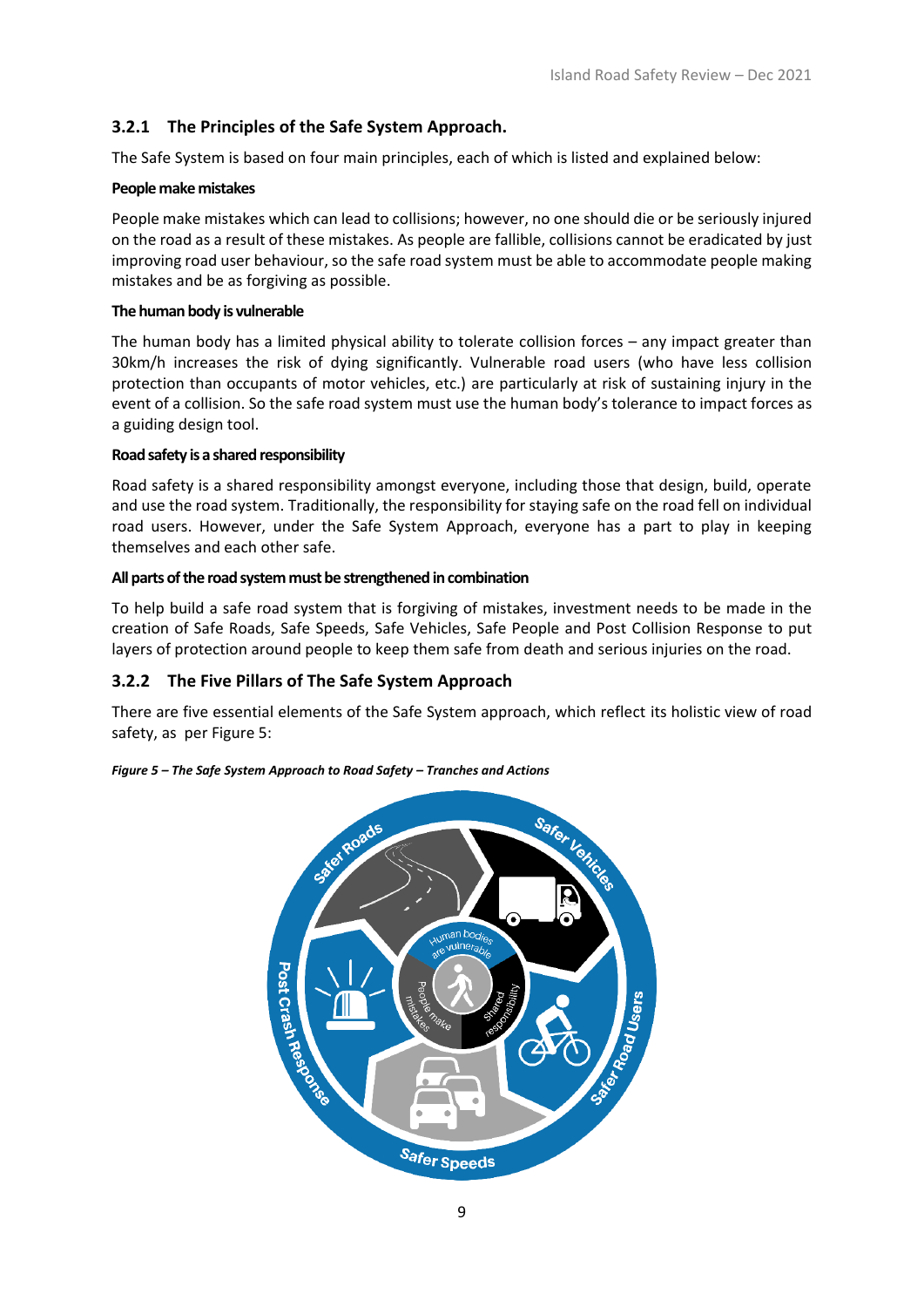### 3.2.1 The Principles of the Safe System Approach.

The Safe System is based on four main principles, each of which is listed and explained below:

**People make mistakes**

People make mistakes which can lead to collisions; however, no one should die or be seriously injured on the road as a result of these mistakes. As people are fallible, collisions cannot be eradicated by just improving road user behaviour, so the safe road system must be able to accommodate people making mistakes and be as forgiving as possible.

**The human body is vulnerable**

The human body has a limited physical ability to tolerate collision forces – any impact greater than 30km/h increases the risk of dying significantly. Vulnerable road users (who have less collision protection than occupants of motor vehicles, etc.) are particularly at risk of sustaining injury in the event of a collision. So the safe road system must use the human body's tolerance to impact forces as a guiding design tool.

**Road safety is a shared responsibility**

Road safety is a shared responsibility amongst everyone, including those that design, build, operate and use the road system. Traditionally, the responsibility for staying safe on the road fell on individual road users. However, under the Safe System Approach, everyone has a part to play in keeping themselves and each other safe.

**All parts of the road system must be strengthened in combination**

To help build a safe road system that is forgiving of mistakes, investment needs to be made in the creation of Safe Roads, Safe Speeds, Safe Vehicles, Safe People and Post Collision Response to put layers of protection around people to keep them safe from death and serious injuries on the road.

### 3.2.2 The Five Pillars of The Safe System Approach

There are five essential elements of the Safe System approach, which reflect its holistic view of road safety, as per Figure 5:

***Figure 5 – The Safe System Approach to Road Safety – Tranches and Actions***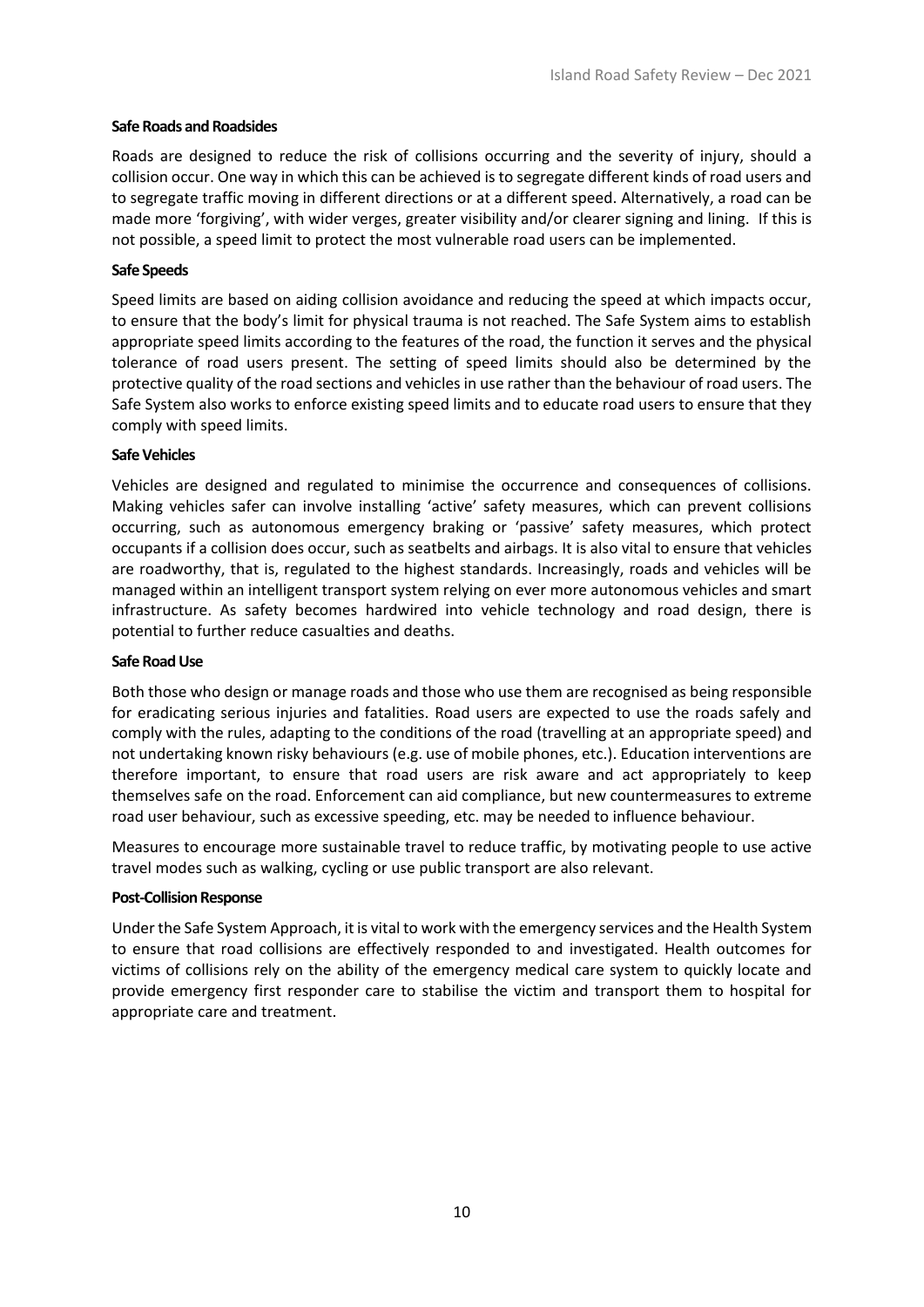**Safe Roads and Roadsides**

Roads are designed to reduce the risk of collisions occurring and the severity of injury, should a collision occur. One way in which this can be achieved is to segregate different kinds of road users and to segregate traffic moving in different directions or at a different speed. Alternatively, a road can be made more 'forgiving', with wider verges, greater visibility and/or clearer signing and lining. If this is not possible, a speed limit to protect the most vulnerable road users can be implemented.

**Safe Speeds**

Speed limits are based on aiding collision avoidance and reducing the speed at which impacts occur, to ensure that the body's limit for physical trauma is not reached. The Safe System aims to establish appropriate speed limits according to the features of the road, the function it serves and the physical tolerance of road users present. The setting of speed limits should also be determined by the protective quality of the road sections and vehicles in use rather than the behaviour of road users. The Safe System also works to enforce existing speed limits and to educate road users to ensure that they comply with speed limits.

**Safe Vehicles**

Vehicles are designed and regulated to minimise the occurrence and consequences of collisions. Making vehicles safer can involve installing 'active' safety measures, which can prevent collisions occurring, such as autonomous emergency braking or 'passive' safety measures, which protect occupants if a collision does occur, such as seatbelts and airbags. It is also vital to ensure that vehicles are roadworthy, that is, regulated to the highest standards. Increasingly, roads and vehicles will be managed within an intelligent transport system relying on ever more autonomous vehicles and smart infrastructure. As safety becomes hardwired into vehicle technology and road design, there is potential to further reduce casualties and deaths.

**Safe Road Use**

Both those who design or manage roads and those who use them are recognised as being responsible for eradicating serious injuries and fatalities. Road users are expected to use the roads safely and comply with the rules, adapting to the conditions of the road (travelling at an appropriate speed) and not undertaking known risky behaviours (e.g. use of mobile phones, etc.). Education interventions are therefore important, to ensure that road users are risk aware and act appropriately to keep themselves safe on the road. Enforcement can aid compliance, but new countermeasures to extreme road user behaviour, such as excessive speeding, etc. may be needed to influence behaviour.

Measures to encourage more sustainable travel to reduce traffic, by motivating people to use active travel modes such as walking, cycling or use public transport are also relevant.

**Post-Collision Response**

Under the Safe System Approach, it is vital to work with the emergency services and the Health System to ensure that road collisions are effectively responded to and investigated. Health outcomes for victims of collisions rely on the ability of the emergency medical care system to quickly locate and provide emergency first responder care to stabilise the victim and transport them to hospital for appropriate care and treatment.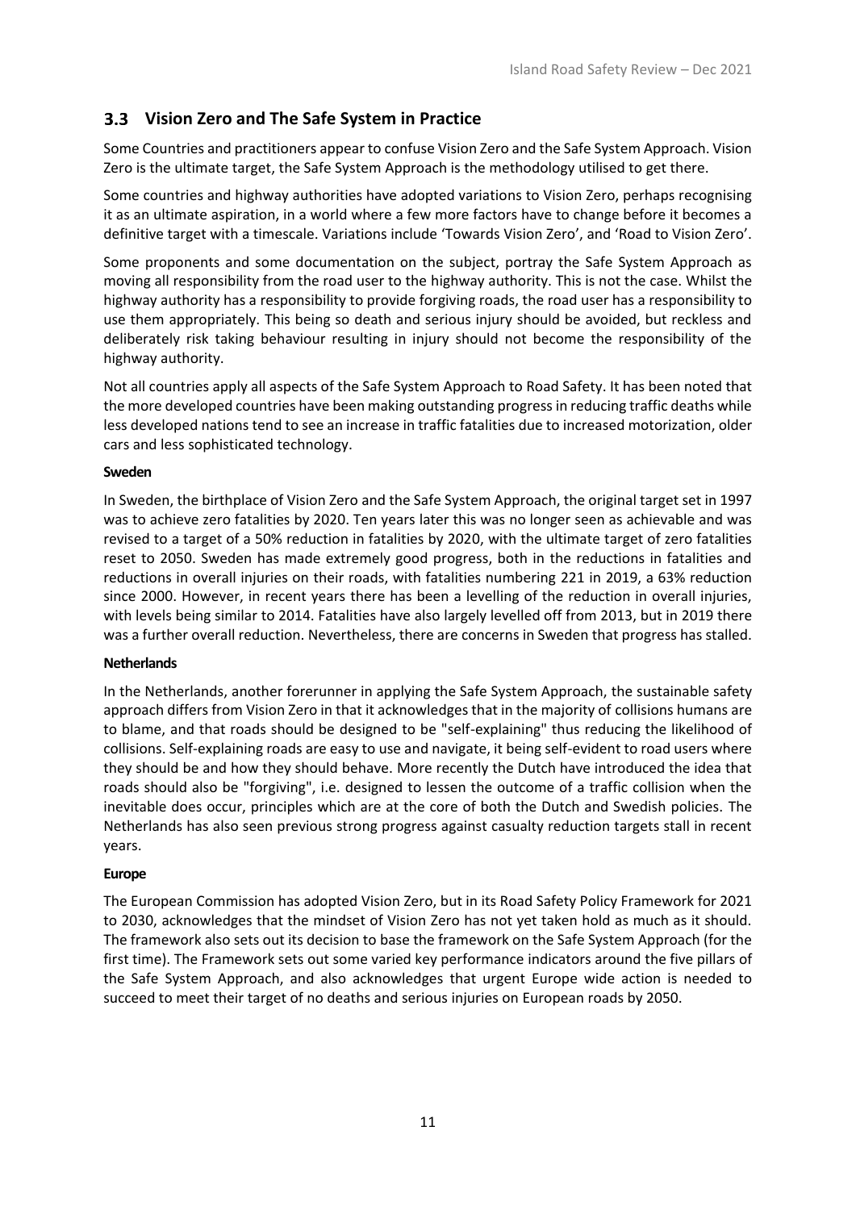## 3.3 Vision Zero and The Safe System in Practice

Some Countries and practitioners appear to confuse Vision Zero and the Safe System Approach. Vision Zero is the ultimate target, the Safe System Approach is the methodology utilised to get there.

Some countries and highway authorities have adopted variations to Vision Zero, perhaps recognising it as an ultimate aspiration, in a world where a few more factors have to change before it becomes a definitive target with a timescale. Variations include 'Towards Vision Zero', and 'Road to Vision Zero'.

Some proponents and some documentation on the subject, portray the Safe System Approach as moving all responsibility from the road user to the highway authority. This is not the case. Whilst the highway authority has a responsibility to provide forgiving roads, the road user has a responsibility to use them appropriately. This being so death and serious injury should be avoided, but reckless and deliberately risk taking behaviour resulting in injury should not become the responsibility of the highway authority.

Not all countries apply all aspects of the Safe System Approach to Road Safety. It has been noted that the more developed countries have been making outstanding progress in reducing traffic deaths while less developed nations tend to see an increase in traffic fatalities due to increased motorization, older cars and less sophisticated technology.

**Sweden**

In Sweden, the birthplace of Vision Zero and the Safe System Approach, the original target set in 1997 was to achieve zero fatalities by 2020. Ten years later this was no longer seen as achievable and was revised to a target of a 50% reduction in fatalities by 2020, with the ultimate target of zero fatalities reset to 2050. Sweden has made extremely good progress, both in the reductions in fatalities and reductions in overall injuries on their roads, with fatalities numbering 221 in 2019, a 63% reduction since 2000. However, in recent years there has been a levelling of the reduction in overall injuries, with levels being similar to 2014. Fatalities have also largely levelled off from 2013, but in 2019 there was a further overall reduction. Nevertheless, there are concerns in Sweden that progress has stalled.

**Netherlands**

In the Netherlands, another forerunner in applying the Safe System Approach, the sustainable safety approach differs from Vision Zero in that it acknowledges that in the majority of collisions humans are to blame, and that roads should be designed to be "self-explaining" thus reducing the likelihood of collisions. Self-explaining roads are easy to use and navigate, it being self-evident to road users where they should be and how they should behave. More recently the Dutch have introduced the idea that roads should also be "forgiving", i.e. designed to lessen the outcome of a traffic collision when the inevitable does occur, principles which are at the core of both the Dutch and Swedish policies. The Netherlands has also seen previous strong progress against casualty reduction targets stall in recent years.

**Europe**

The European Commission has adopted Vision Zero, but in its Road Safety Policy Framework for 2021 to 2030, acknowledges that the mindset of Vision Zero has not yet taken hold as much as it should. The framework also sets out its decision to base the framework on the Safe System Approach (for the first time). The Framework sets out some varied key performance indicators around the five pillars of the Safe System Approach, and also acknowledges that urgent Europe wide action is needed to succeed to meet their target of no deaths and serious injuries on European roads by 2050.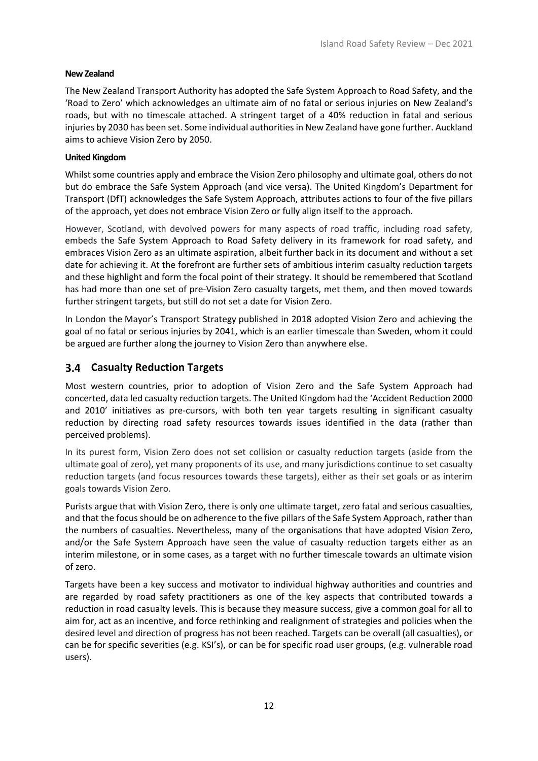**New Zealand**

The New Zealand Transport Authority has adopted the Safe System Approach to Road Safety, and the 'Road to Zero' which acknowledges an ultimate aim of no fatal or serious injuries on New Zealand's roads, but with no timescale attached. A stringent target of a 40% reduction in fatal and serious injuries by 2030 has been set. Some individual authorities in New Zealand have gone further. Auckland aims to achieve Vision Zero by 2050.

**United Kingdom**

Whilst some countries apply and embrace the Vision Zero philosophy and ultimate goal, others do not but do embrace the Safe System Approach (and vice versa). The United Kingdom's Department for Transport (DfT) acknowledges the Safe System Approach, attributes actions to four of the five pillars of the approach, yet does not embrace Vision Zero or fully align itself to the approach.

However, Scotland, with devolved powers for many aspects of road traffic, including road safety, embeds the Safe System Approach to Road Safety delivery in its framework for road safety, and embraces Vision Zero as an ultimate aspiration, albeit further back in its document and without a set date for achieving it. At the forefront are further sets of ambitious interim casualty reduction targets and these highlight and form the focal point of their strategy. It should be remembered that Scotland has had more than one set of pre-Vision Zero casualty targets, met them, and then moved towards further stringent targets, but still do not set a date for Vision Zero.

In London the Mayor's Transport Strategy published in 2018 adopted Vision Zero and achieving the goal of no fatal or serious injuries by 2041, which is an earlier timescale than Sweden, whom it could be argued are further along the journey to Vision Zero than anywhere else.

## 3.4 Casualty Reduction Targets

Most western countries, prior to adoption of Vision Zero and the Safe System Approach had concerted, data led casualty reduction targets. The United Kingdom had the 'Accident Reduction 2000 and 2010' initiatives as pre-cursors, with both ten year targets resulting in significant casualty reduction by directing road safety resources towards issues identified in the data (rather than perceived problems).

In its purest form, Vision Zero does not set collision or casualty reduction targets (aside from the ultimate goal of zero), yet many proponents of its use, and many jurisdictions continue to set casualty reduction targets (and focus resources towards these targets), either as their set goals or as interim goals towards Vision Zero.

Purists argue that with Vision Zero, there is only one ultimate target, zero fatal and serious casualties, and that the focus should be on adherence to the five pillars of the Safe System Approach, rather than the numbers of casualties. Nevertheless, many of the organisations that have adopted Vision Zero, and/or the Safe System Approach have seen the value of casualty reduction targets either as an interim milestone, or in some cases, as a target with no further timescale towards an ultimate vision of zero.

Targets have been a key success and motivator to individual highway authorities and countries and are regarded by road safety practitioners as one of the key aspects that contributed towards a reduction in road casualty levels. This is because they measure success, give a common goal for all to aim for, act as an incentive, and force rethinking and realignment of strategies and policies when the desired level and direction of progress has not been reached. Targets can be overall (all casualties), or can be for specific severities (e.g. KSI's), or can be for specific road user groups, (e.g. vulnerable road users).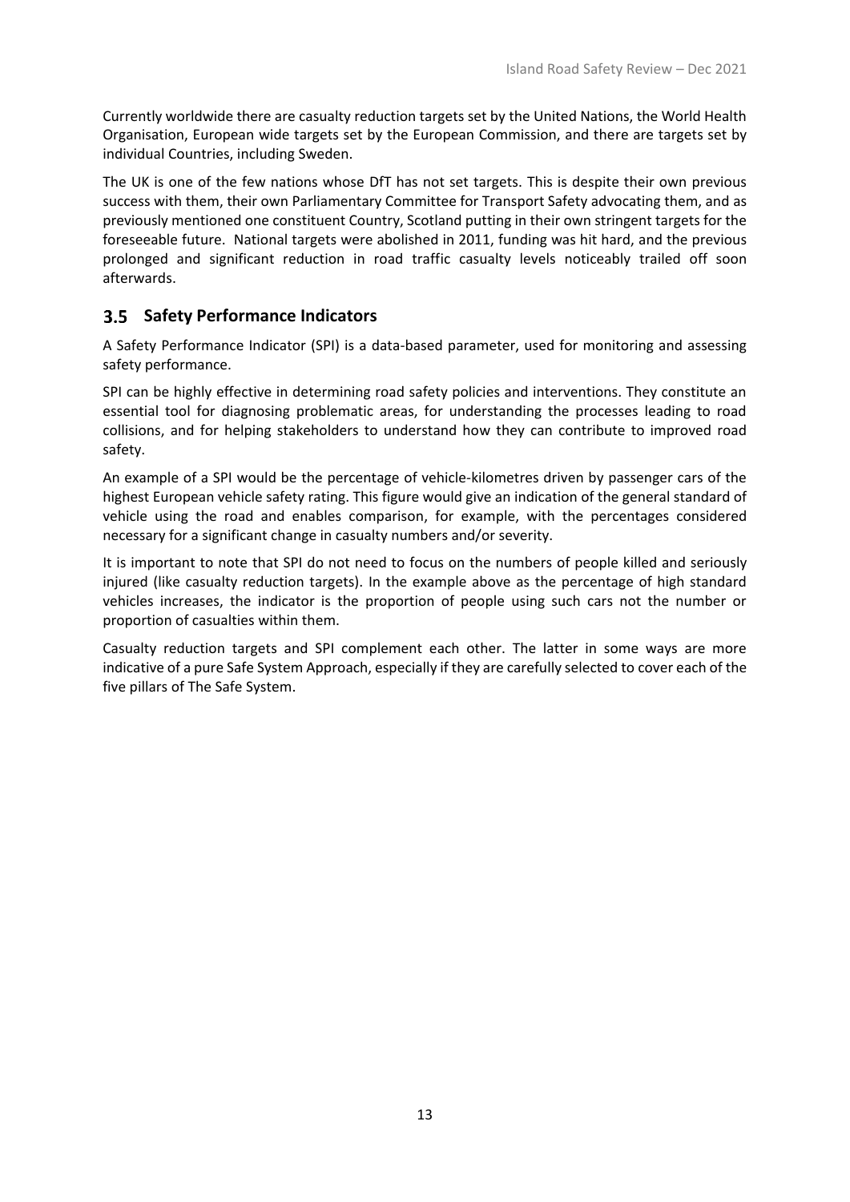Currently worldwide there are casualty reduction targets set by the United Nations, the World Health Organisation, European wide targets set by the European Commission, and there are targets set by individual Countries, including Sweden.

The UK is one of the few nations whose DfT has not set targets. This is despite their own previous success with them, their own Parliamentary Committee for Transport Safety advocating them, and as previously mentioned one constituent Country, Scotland putting in their own stringent targets for the foreseeable future. National targets were abolished in 2011, funding was hit hard, and the previous prolonged and significant reduction in road traffic casualty levels noticeably trailed off soon afterwards.

## 3.5 Safety Performance Indicators

A Safety Performance Indicator (SPI) is a data-based parameter, used for monitoring and assessing safety performance.

SPI can be highly effective in determining road safety policies and interventions. They constitute an essential tool for diagnosing problematic areas, for understanding the processes leading to road collisions, and for helping stakeholders to understand how they can contribute to improved road safety.

An example of a SPI would be the percentage of vehicle-kilometres driven by passenger cars of the highest European vehicle safety rating. This figure would give an indication of the general standard of vehicle using the road and enables comparison, for example, with the percentages considered necessary for a significant change in casualty numbers and/or severity.

It is important to note that SPI do not need to focus on the numbers of people killed and seriously injured (like casualty reduction targets). In the example above as the percentage of high standard vehicles increases, the indicator is the proportion of people using such cars not the number or proportion of casualties within them.

Casualty reduction targets and SPI complement each other. The latter in some ways are more indicative of a pure Safe System Approach, especially if they are carefully selected to cover each of the five pillars of The Safe System.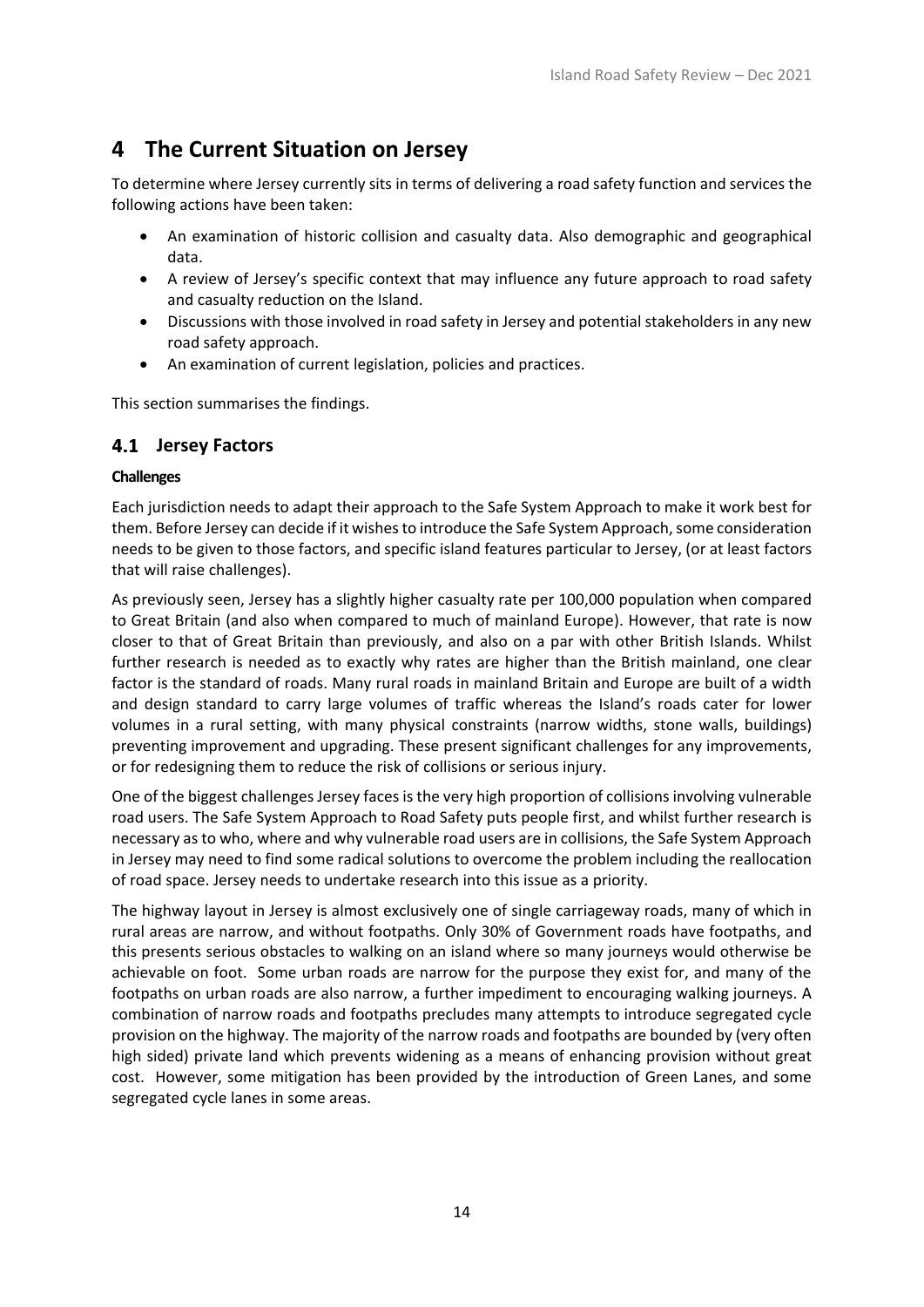# 4 The Current Situation on Jersey

To determine where Jersey currently sits in terms of delivering a road safety function and services the following actions have been taken:

- An examination of historic collision and casualty data. Also demographic and geographical data.
- A review of Jersey's specific context that may influence any future approach to road safety and casualty reduction on the Island.
- Discussions with those involved in road safety in Jersey and potential stakeholders in any new road safety approach.
- An examination of current legislation, policies and practices.

This section summarises the findings.

## 4.1 Jersey Factors

**Challenges**

Each jurisdiction needs to adapt their approach to the Safe System Approach to make it work best for them. Before Jersey can decide if it wishes to introduce the Safe System Approach, some consideration needs to be given to those factors, and specific island features particular to Jersey, (or at least factors that will raise challenges).

As previously seen, Jersey has a slightly higher casualty rate per 100,000 population when compared to Great Britain (and also when compared to much of mainland Europe). However, that rate is now closer to that of Great Britain than previously, and also on a par with other British Islands. Whilst further research is needed as to exactly why rates are higher than the British mainland, one clear factor is the standard of roads. Many rural roads in mainland Britain and Europe are built of a width and design standard to carry large volumes of traffic whereas the Island's roads cater for lower volumes in a rural setting, with many physical constraints (narrow widths, stone walls, buildings) preventing improvement and upgrading. These present significant challenges for any improvements, or for redesigning them to reduce the risk of collisions or serious injury.

One of the biggest challenges Jersey faces is the very high proportion of collisions involving vulnerable road users. The Safe System Approach to Road Safety puts people first, and whilst further research is necessary as to who, where and why vulnerable road users are in collisions, the Safe System Approach in Jersey may need to find some radical solutions to overcome the problem including the reallocation of road space. Jersey needs to undertake research into this issue as a priority.

The highway layout in Jersey is almost exclusively one of single carriageway roads, many of which in rural areas are narrow, and without footpaths. Only 30% of Government roads have footpaths, and this presents serious obstacles to walking on an island where so many journeys would otherwise be achievable on foot. Some urban roads are narrow for the purpose they exist for, and many of the footpaths on urban roads are also narrow, a further impediment to encouraging walking journeys. A combination of narrow roads and footpaths precludes many attempts to introduce segregated cycle provision on the highway. The majority of the narrow roads and footpaths are bounded by (very often high sided) private land which prevents widening as a means of enhancing provision without great cost. However, some mitigation has been provided by the introduction of Green Lanes, and some segregated cycle lanes in some areas.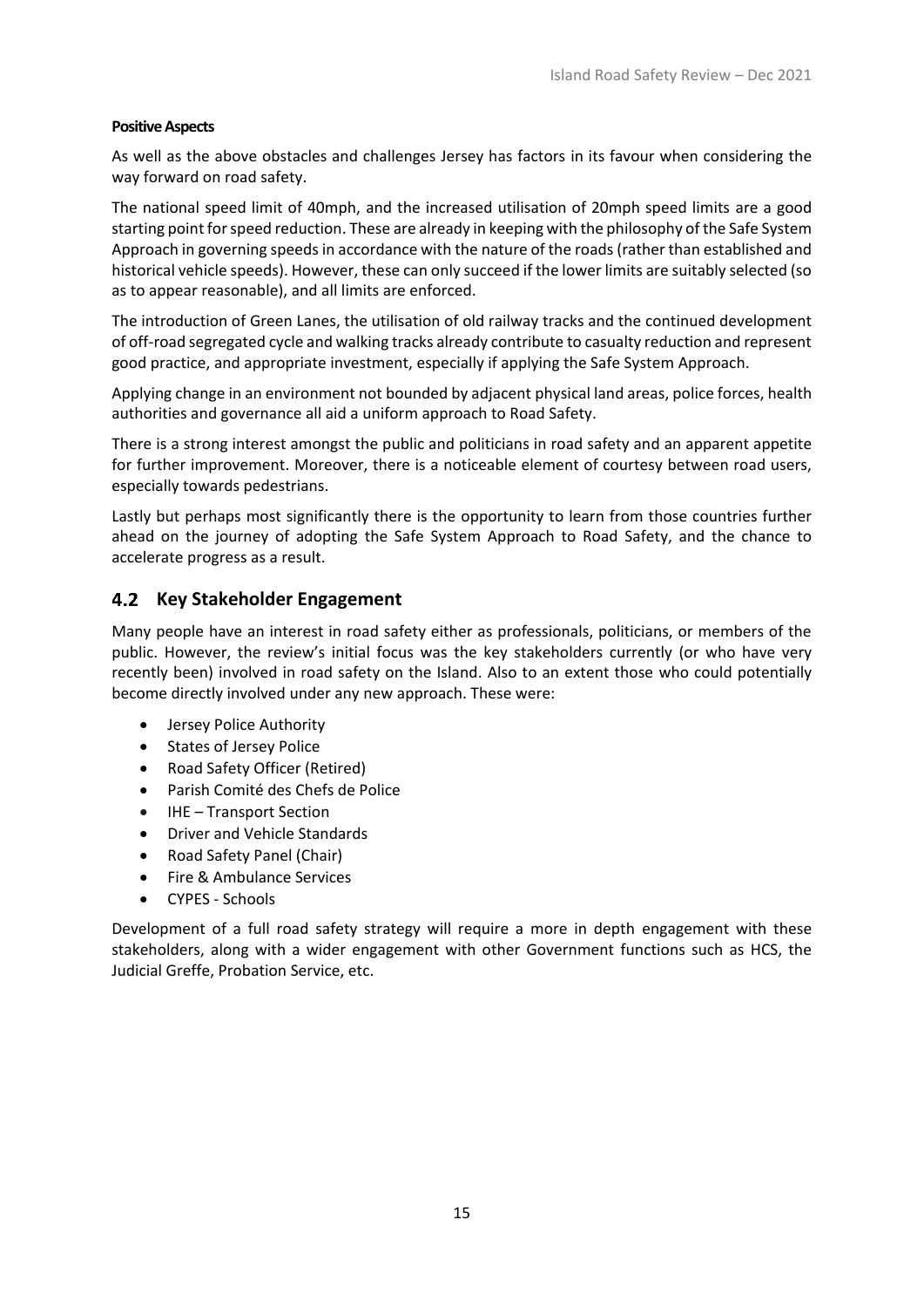**Positive Aspects**

As well as the above obstacles and challenges Jersey has factors in its favour when considering the way forward on road safety.

The national speed limit of 40mph, and the increased utilisation of 20mph speed limits are a good starting point for speed reduction. These are already in keeping with the philosophy of the Safe System Approach in governing speeds in accordance with the nature of the roads (rather than established and historical vehicle speeds). However, these can only succeed if the lower limits are suitably selected (so as to appear reasonable), and all limits are enforced.

The introduction of Green Lanes, the utilisation of old railway tracks and the continued development of off-road segregated cycle and walking tracks already contribute to casualty reduction and represent good practice, and appropriate investment, especially if applying the Safe System Approach.

Applying change in an environment not bounded by adjacent physical land areas, police forces, health authorities and governance all aid a uniform approach to Road Safety.

There is a strong interest amongst the public and politicians in road safety and an apparent appetite for further improvement. Moreover, there is a noticeable element of courtesy between road users, especially towards pedestrians.

Lastly but perhaps most significantly there is the opportunity to learn from those countries further ahead on the journey of adopting the Safe System Approach to Road Safety, and the chance to accelerate progress as a result.

## 4.2 Key Stakeholder Engagement

Many people have an interest in road safety either as professionals, politicians, or members of the public. However, the review's initial focus was the key stakeholders currently (or who have very recently been) involved in road safety on the Island. Also to an extent those who could potentially become directly involved under any new approach. These were:

- Jersey Police Authority
- States of Jersey Police
- Road Safety Officer (Retired)
- Parish Comité des Chefs de Police
- IHE – Transport Section
- Driver and Vehicle Standards
- Road Safety Panel (Chair)
- Fire & Ambulance Services
- CYPES - Schools

Development of a full road safety strategy will require a more in depth engagement with these stakeholders, along with a wider engagement with other Government functions such as HCS, the Judicial Greffe, Probation Service, etc.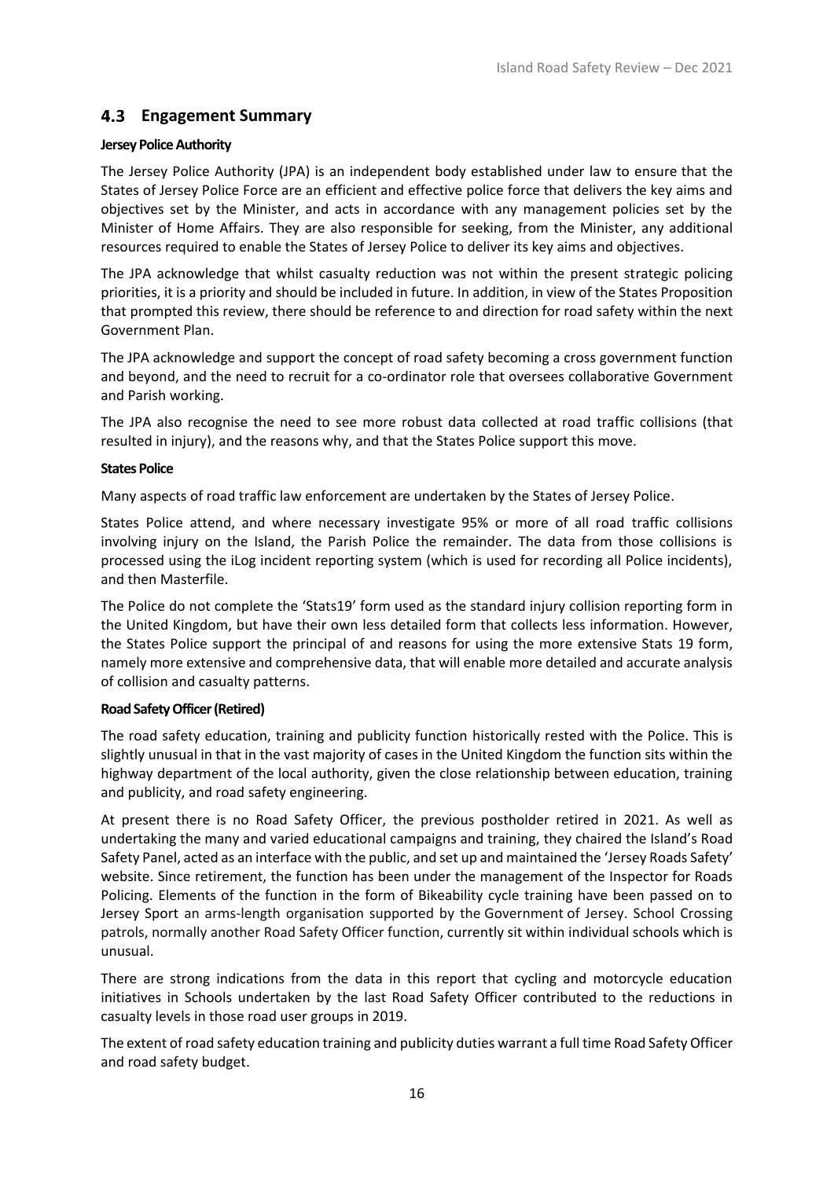## 4.3 Engagement Summary

**Jersey Police Authority**

The Jersey Police Authority (JPA) is an independent body established under law to ensure that the States of Jersey Police Force are an efficient and effective police force that delivers the key aims and objectives set by the Minister, and acts in accordance with any management policies set by the Minister of Home Affairs. They are also responsible for seeking, from the Minister, any additional resources required to enable the States of Jersey Police to deliver its key aims and objectives.

The JPA acknowledge that whilst casualty reduction was not within the present strategic policing priorities, it is a priority and should be included in future. In addition, in view of the States Proposition that prompted this review, there should be reference to and direction for road safety within the next Government Plan.

The JPA acknowledge and support the concept of road safety becoming a cross government function and beyond, and the need to recruit for a co-ordinator role that oversees collaborative Government and Parish working.

The JPA also recognise the need to see more robust data collected at road traffic collisions (that resulted in injury), and the reasons why, and that the States Police support this move.

**States Police**

Many aspects of road traffic law enforcement are undertaken by the States of Jersey Police.

States Police attend, and where necessary investigate 95% or more of all road traffic collisions involving injury on the Island, the Parish Police the remainder. The data from those collisions is processed using the iLog incident reporting system (which is used for recording all Police incidents), and then Masterfile.

The Police do not complete the 'Stats19' form used as the standard injury collision reporting form in the United Kingdom, but have their own less detailed form that collects less information. However, the States Police support the principal of and reasons for using the more extensive Stats 19 form, namely more extensive and comprehensive data, that will enable more detailed and accurate analysis of collision and casualty patterns.

**Road Safety Officer (Retired)**

The road safety education, training and publicity function historically rested with the Police. This is slightly unusual in that in the vast majority of cases in the United Kingdom the function sits within the highway department of the local authority, given the close relationship between education, training and publicity, and road safety engineering.

At present there is no Road Safety Officer, the previous postholder retired in 2021. As well as undertaking the many and varied educational campaigns and training, they chaired the Island's Road Safety Panel, acted as an interface with the public, and set up and maintained the 'Jersey Roads Safety' website. Since retirement, the function has been under the management of the Inspector for Roads Policing. Elements of the function in the form of Bikeability cycle training have been passed on to Jersey Sport an arms-length organisation supported by the Government of Jersey. School Crossing patrols, normally another Road Safety Officer function, currently sit within individual schools which is unusual.

There are strong indications from the data in this report that cycling and motorcycle education initiatives in Schools undertaken by the last Road Safety Officer contributed to the reductions in casualty levels in those road user groups in 2019.

The extent of road safety education training and publicity duties warrant a full time Road Safety Officer and road safety budget.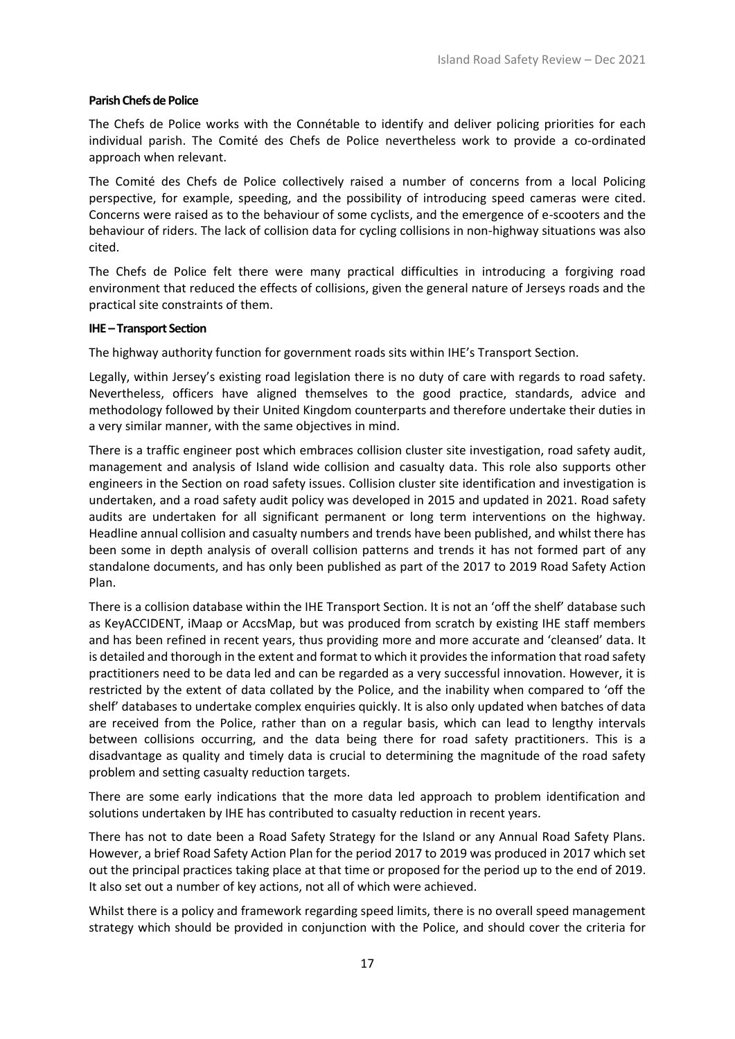**Parish Chefs de Police**

The Chefs de Police works with the Connétable to identify and deliver policing priorities for each individual parish. The Comité des Chefs de Police nevertheless work to provide a co-ordinated approach when relevant.

The Comité des Chefs de Police collectively raised a number of concerns from a local Policing perspective, for example, speeding, and the possibility of introducing speed cameras were cited. Concerns were raised as to the behaviour of some cyclists, and the emergence of e-scooters and the behaviour of riders. The lack of collision data for cycling collisions in non-highway situations was also cited.

The Chefs de Police felt there were many practical difficulties in introducing a forgiving road environment that reduced the effects of collisions, given the general nature of Jerseys roads and the practical site constraints of them.

**IHE – Transport Section**

The highway authority function for government roads sits within IHE's Transport Section.

Legally, within Jersey's existing road legislation there is no duty of care with regards to road safety. Nevertheless, officers have aligned themselves to the good practice, standards, advice and methodology followed by their United Kingdom counterparts and therefore undertake their duties in a very similar manner, with the same objectives in mind.

There is a traffic engineer post which embraces collision cluster site investigation, road safety audit, management and analysis of Island wide collision and casualty data. This role also supports other engineers in the Section on road safety issues. Collision cluster site identification and investigation is undertaken, and a road safety audit policy was developed in 2015 and updated in 2021. Road safety audits are undertaken for all significant permanent or long term interventions on the highway. Headline annual collision and casualty numbers and trends have been published, and whilst there has been some in depth analysis of overall collision patterns and trends it has not formed part of any standalone documents, and has only been published as part of the 2017 to 2019 Road Safety Action Plan.

There is a collision database within the IHE Transport Section. It is not an 'off the shelf' database such as KeyACCIDENT, iMaap or AccsMap, but was produced from scratch by existing IHE staff members and has been refined in recent years, thus providing more and more accurate and 'cleansed' data. It is detailed and thorough in the extent and format to which it provides the information that road safety practitioners need to be data led and can be regarded as a very successful innovation. However, it is restricted by the extent of data collated by the Police, and the inability when compared to 'off the shelf' databases to undertake complex enquiries quickly. It is also only updated when batches of data are received from the Police, rather than on a regular basis, which can lead to lengthy intervals between collisions occurring, and the data being there for road safety practitioners. This is a disadvantage as quality and timely data is crucial to determining the magnitude of the road safety problem and setting casualty reduction targets.

There are some early indications that the more data led approach to problem identification and solutions undertaken by IHE has contributed to casualty reduction in recent years.

There has not to date been a Road Safety Strategy for the Island or any Annual Road Safety Plans. However, a brief Road Safety Action Plan for the period 2017 to 2019 was produced in 2017 which set out the principal practices taking place at that time or proposed for the period up to the end of 2019. It also set out a number of key actions, not all of which were achieved.

Whilst there is a policy and framework regarding speed limits, there is no overall speed management strategy which should be provided in conjunction with the Police, and should cover the criteria for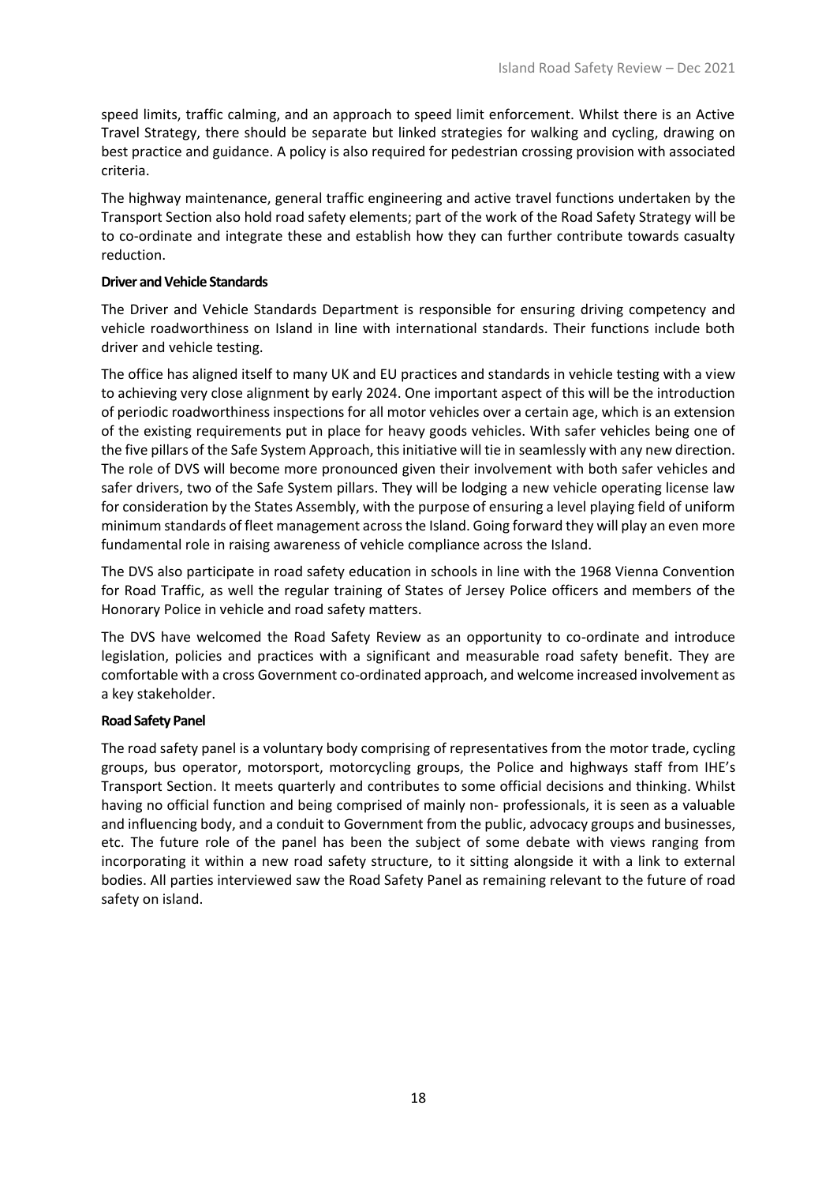speed limits, traffic calming, and an approach to speed limit enforcement. Whilst there is an Active Travel Strategy, there should be separate but linked strategies for walking and cycling, drawing on best practice and guidance. A policy is also required for pedestrian crossing provision with associated criteria.

The highway maintenance, general traffic engineering and active travel functions undertaken by the Transport Section also hold road safety elements; part of the work of the Road Safety Strategy will be to co-ordinate and integrate these and establish how they can further contribute towards casualty reduction.

**Driver and Vehicle Standards**

The Driver and Vehicle Standards Department is responsible for ensuring driving competency and vehicle roadworthiness on Island in line with international standards. Their functions include both driver and vehicle testing.

The office has aligned itself to many UK and EU practices and standards in vehicle testing with a view to achieving very close alignment by early 2024. One important aspect of this will be the introduction of periodic roadworthiness inspections for all motor vehicles over a certain age, which is an extension of the existing requirements put in place for heavy goods vehicles. With safer vehicles being one of the five pillars of the Safe System Approach, this initiative will tie in seamlessly with any new direction. The role of DVS will become more pronounced given their involvement with both safer vehicles and safer drivers, two of the Safe System pillars. They will be lodging a new vehicle operating license law for consideration by the States Assembly, with the purpose of ensuring a level playing field of uniform minimum standards of fleet management across the Island. Going forward they will play an even more fundamental role in raising awareness of vehicle compliance across the Island.

The DVS also participate in road safety education in schools in line with the 1968 Vienna Convention for Road Traffic, as well the regular training of States of Jersey Police officers and members of the Honorary Police in vehicle and road safety matters.

The DVS have welcomed the Road Safety Review as an opportunity to co-ordinate and introduce legislation, policies and practices with a significant and measurable road safety benefit. They are comfortable with a cross Government co-ordinated approach, and welcome increased involvement as a key stakeholder.

**Road Safety Panel**

The road safety panel is a voluntary body comprising of representatives from the motor trade, cycling groups, bus operator, motorsport, motorcycling groups, the Police and highways staff from IHE's Transport Section. It meets quarterly and contributes to some official decisions and thinking. Whilst having no official function and being comprised of mainly non- professionals, it is seen as a valuable and influencing body, and a conduit to Government from the public, advocacy groups and businesses, etc. The future role of the panel has been the subject of some debate with views ranging from incorporating it within a new road safety structure, to it sitting alongside it with a link to external bodies. All parties interviewed saw the Road Safety Panel as remaining relevant to the future of road safety on island.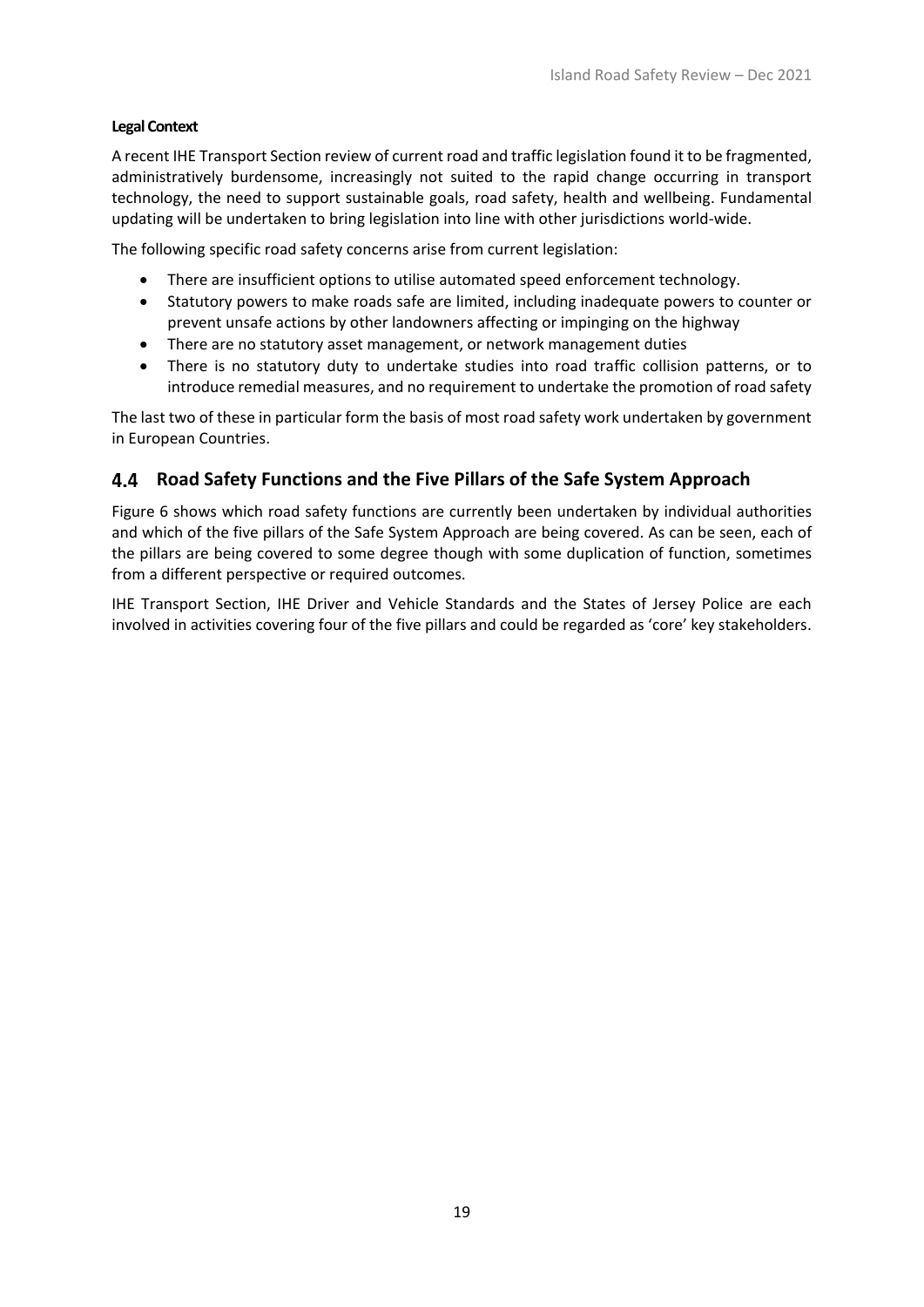**Legal Context**

A recent IHE Transport Section review of current road and traffic legislation found it to be fragmented, administratively burdensome, increasingly not suited to the rapid change occurring in transport technology, the need to support sustainable goals, road safety, health and wellbeing. Fundamental updating will be undertaken to bring legislation into line with other jurisdictions world-wide.

The following specific road safety concerns arise from current legislation:

- There are insufficient options to utilise automated speed enforcement technology.
- Statutory powers to make roads safe are limited, including inadequate powers to counter or prevent unsafe actions by other landowners affecting or impinging on the highway
- There are no statutory asset management, or network management duties
- There is no statutory duty to undertake studies into road traffic collision patterns, or to introduce remedial measures, and no requirement to undertake the promotion of road safety

The last two of these in particular form the basis of most road safety work undertaken by government in European Countries.

## 4.4 Road Safety Functions and the Five Pillars of the Safe System Approach

Figure 6 shows which road safety functions are currently been undertaken by individual authorities and which of the five pillars of the Safe System Approach are being covered. As can be seen, each of the pillars are being covered to some degree though with some duplication of function, sometimes from a different perspective or required outcomes.

IHE Transport Section, IHE Driver and Vehicle Standards and the States of Jersey Police are each involved in activities covering four of the five pillars and could be regarded as 'core' key stakeholders.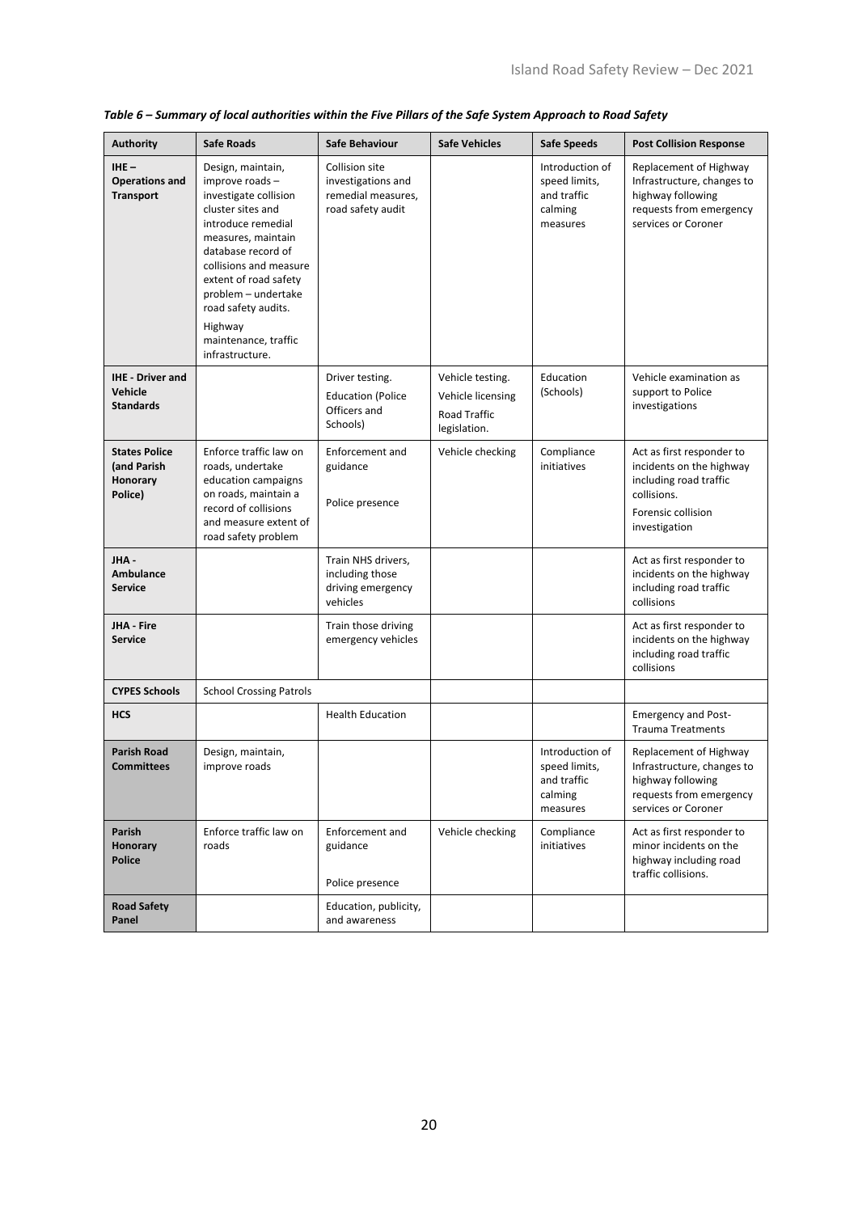*Table 6 – Summary of local authorities within the Five Pillars of the Safe System Approach to Road Safety*

| Authority | Safe Roads | Safe Behaviour | Safe Vehicles | Safe Speeds | Post Collision Response |
|---|---|---|---|---|---|
| **IHE – Operations and Transport** | Design, maintain, improve roads – investigate collision cluster sites and introduce remedial measures, maintain database record of collisions and measure extent of road safety problem – undertake road safety audits. Highway maintenance, traffic infrastructure. | Collision site investigations and remedial measures, road safety audit | | Introduction of speed limits, and traffic calming measures | Replacement of Highway Infrastructure, changes to highway following requests from emergency services or Coroner |
| **IHE - Driver and Vehicle Standards** | | Driver testing. Education (Police Officers and Schools) | Vehicle testing. Vehicle licensing Road Traffic legislation. | Education (Schools) | Vehicle examination as support to Police investigations |
| **States Police (and Parish Honorary Police)** | Enforce traffic law on roads, undertake education campaigns on roads, maintain a record of collisions and measure extent of road safety problem | Enforcement and guidance Police presence | Vehicle checking | Compliance initiatives | Act as first responder to incidents on the highway including road traffic collisions. Forensic collision investigation |
| **JHA - Ambulance Service** | | Train NHS drivers, including those driving emergency vehicles | | | Act as first responder to incidents on the highway including road traffic collisions |
| **JHA - Fire Service** | | Train those driving emergency vehicles | | | Act as first responder to incidents on the highway including road traffic collisions |
| **CYPES Schools** | School Crossing Patrols | | | | |
| **HCS** | | Health Education | | | Emergency and Post-Trauma Treatments |
| **Parish Road Committees** | Design, maintain, improve roads | | | Introduction of speed limits, and traffic calming measures | Replacement of Highway Infrastructure, changes to highway following requests from emergency services or Coroner |
| **Parish Honorary Police** | Enforce traffic law on roads | Enforcement and guidance Police presence | Vehicle checking | Compliance initiatives | Act as first responder to minor incidents on the highway including road traffic collisions. |
| **Road Safety Panel** | | Education, publicity, and awareness | | | |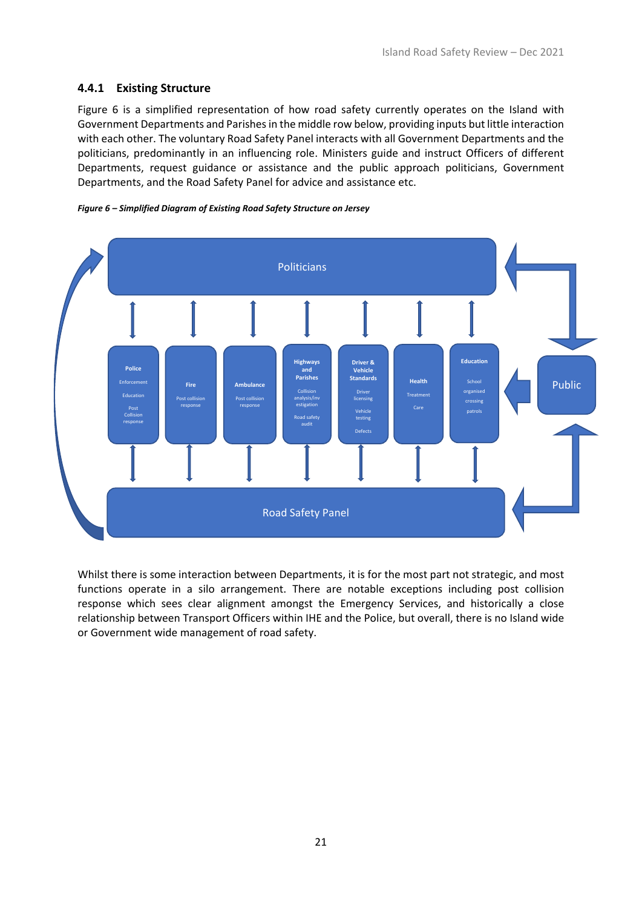### 4.4.1 Existing Structure

Figure 6 is a simplified representation of how road safety currently operates on the Island with Government Departments and Parishes in the middle row below, providing inputs but little interaction with each other. The voluntary Road Safety Panel interacts with all Government Departments and the politicians, predominantly in an influencing role. Ministers guide and instruct Officers of different Departments, request guidance or assistance and the public approach politicians, Government Departments, and the Road Safety Panel for advice and assistance etc.

***Figure 6 – Simplified Diagram of Existing Road Safety Structure on Jersey***

Politicians

**Police** Enforcement Education Post Collision response

**Fire** Post collision response

**Ambulance** Post collision response

**Highways and Parishes** Collision analysis/investigation Road safety audit

**Driver & Vehicle Standards** Driver licensing Vehicle testing Defects

**Health** Treatment Care

**Education** School organised crossing patrols

Public

Road Safety Panel

Whilst there is some interaction between Departments, it is for the most part not strategic, and most functions operate in a silo arrangement. There are notable exceptions including post collision response which sees clear alignment amongst the Emergency Services, and historically a close relationship between Transport Officers within IHE and the Police, but overall, there is no Island wide or Government wide management of road safety.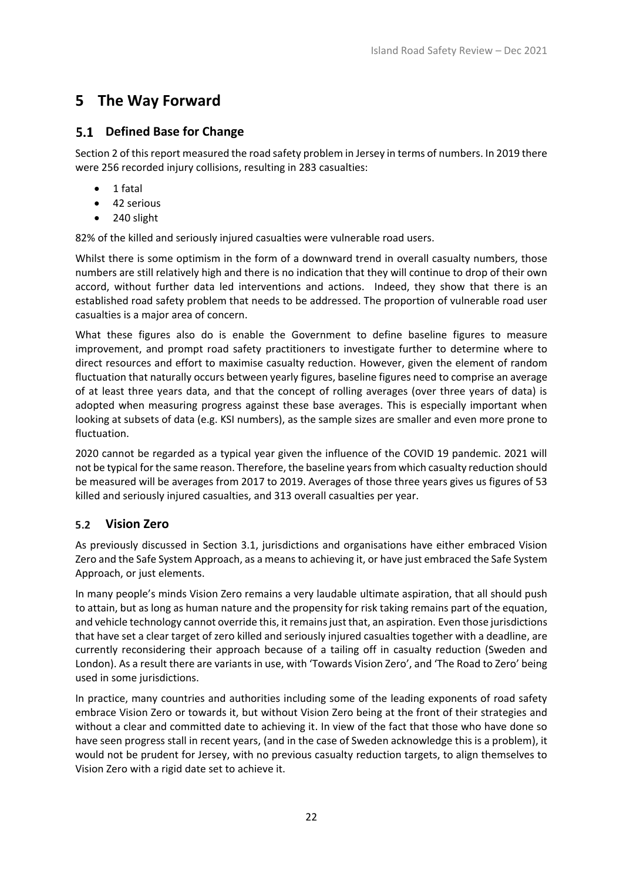# 5 The Way Forward

## 5.1 Defined Base for Change

Section 2 of this report measured the road safety problem in Jersey in terms of numbers. In 2019 there were 256 recorded injury collisions, resulting in 283 casualties:

- 1 fatal
- 42 serious
- 240 slight

82% of the killed and seriously injured casualties were vulnerable road users.

Whilst there is some optimism in the form of a downward trend in overall casualty numbers, those numbers are still relatively high and there is no indication that they will continue to drop of their own accord, without further data led interventions and actions. Indeed, they show that there is an established road safety problem that needs to be addressed. The proportion of vulnerable road user casualties is a major area of concern.

What these figures also do is enable the Government to define baseline figures to measure improvement, and prompt road safety practitioners to investigate further to determine where to direct resources and effort to maximise casualty reduction. However, given the element of random fluctuation that naturally occurs between yearly figures, baseline figures need to comprise an average of at least three years data, and that the concept of rolling averages (over three years of data) is adopted when measuring progress against these base averages. This is especially important when looking at subsets of data (e.g. KSI numbers), as the sample sizes are smaller and even more prone to fluctuation.

2020 cannot be regarded as a typical year given the influence of the COVID 19 pandemic. 2021 will not be typical for the same reason. Therefore, the baseline years from which casualty reduction should be measured will be averages from 2017 to 2019. Averages of those three years gives us figures of 53 killed and seriously injured casualties, and 313 overall casualties per year.

## 5.2 Vision Zero

As previously discussed in Section 3.1, jurisdictions and organisations have either embraced Vision Zero and the Safe System Approach, as a means to achieving it, or have just embraced the Safe System Approach, or just elements.

In many people's minds Vision Zero remains a very laudable ultimate aspiration, that all should push to attain, but as long as human nature and the propensity for risk taking remains part of the equation, and vehicle technology cannot override this, it remains just that, an aspiration. Even those jurisdictions that have set a clear target of zero killed and seriously injured casualties together with a deadline, are currently reconsidering their approach because of a tailing off in casualty reduction (Sweden and London). As a result there are variants in use, with 'Towards Vision Zero', and 'The Road to Zero' being used in some jurisdictions.

In practice, many countries and authorities including some of the leading exponents of road safety embrace Vision Zero or towards it, but without Vision Zero being at the front of their strategies and without a clear and committed date to achieving it. In view of the fact that those who have done so have seen progress stall in recent years, (and in the case of Sweden acknowledge this is a problem), it would not be prudent for Jersey, with no previous casualty reduction targets, to align themselves to Vision Zero with a rigid date set to achieve it.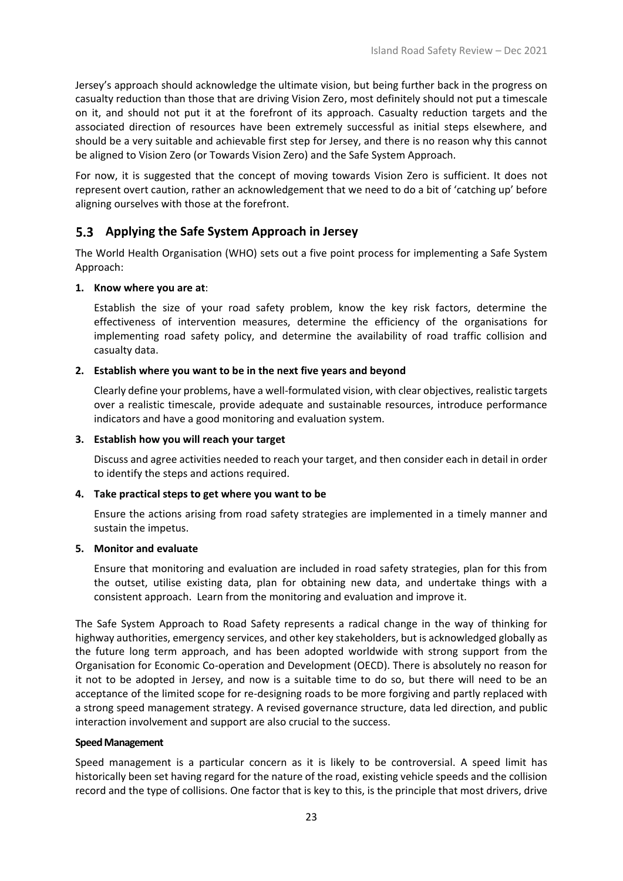Jersey's approach should acknowledge the ultimate vision, but being further back in the progress on casualty reduction than those that are driving Vision Zero, most definitely should not put a timescale on it, and should not put it at the forefront of its approach. Casualty reduction targets and the associated direction of resources have been extremely successful as initial steps elsewhere, and should be a very suitable and achievable first step for Jersey, and there is no reason why this cannot be aligned to Vision Zero (or Towards Vision Zero) and the Safe System Approach.

For now, it is suggested that the concept of moving towards Vision Zero is sufficient. It does not represent overt caution, rather an acknowledgement that we need to do a bit of 'catching up' before aligning ourselves with those at the forefront.

## 5.3 Applying the Safe System Approach in Jersey

The World Health Organisation (WHO) sets out a five point process for implementing a Safe System Approach:

**1. Know where you are at**:

Establish the size of your road safety problem, know the key risk factors, determine the effectiveness of intervention measures, determine the efficiency of the organisations for implementing road safety policy, and determine the availability of road traffic collision and casualty data.

**2. Establish where you want to be in the next five years and beyond**

Clearly define your problems, have a well-formulated vision, with clear objectives, realistic targets over a realistic timescale, provide adequate and sustainable resources, introduce performance indicators and have a good monitoring and evaluation system.

**3. Establish how you will reach your target**

Discuss and agree activities needed to reach your target, and then consider each in detail in order to identify the steps and actions required.

**4. Take practical steps to get where you want to be**

Ensure the actions arising from road safety strategies are implemented in a timely manner and sustain the impetus.

**5. Monitor and evaluate**

Ensure that monitoring and evaluation are included in road safety strategies, plan for this from the outset, utilise existing data, plan for obtaining new data, and undertake things with a consistent approach. Learn from the monitoring and evaluation and improve it.

The Safe System Approach to Road Safety represents a radical change in the way of thinking for highway authorities, emergency services, and other key stakeholders, but is acknowledged globally as the future long term approach, and has been adopted worldwide with strong support from the Organisation for Economic Co-operation and Development (OECD). There is absolutely no reason for it not to be adopted in Jersey, and now is a suitable time to do so, but there will need to be an acceptance of the limited scope for re-designing roads to be more forgiving and partly replaced with a strong speed management strategy. A revised governance structure, data led direction, and public interaction involvement and support are also crucial to the success.

**Speed Management**

Speed management is a particular concern as it is likely to be controversial. A speed limit has historically been set having regard for the nature of the road, existing vehicle speeds and the collision record and the type of collisions. One factor that is key to this, is the principle that most drivers, drive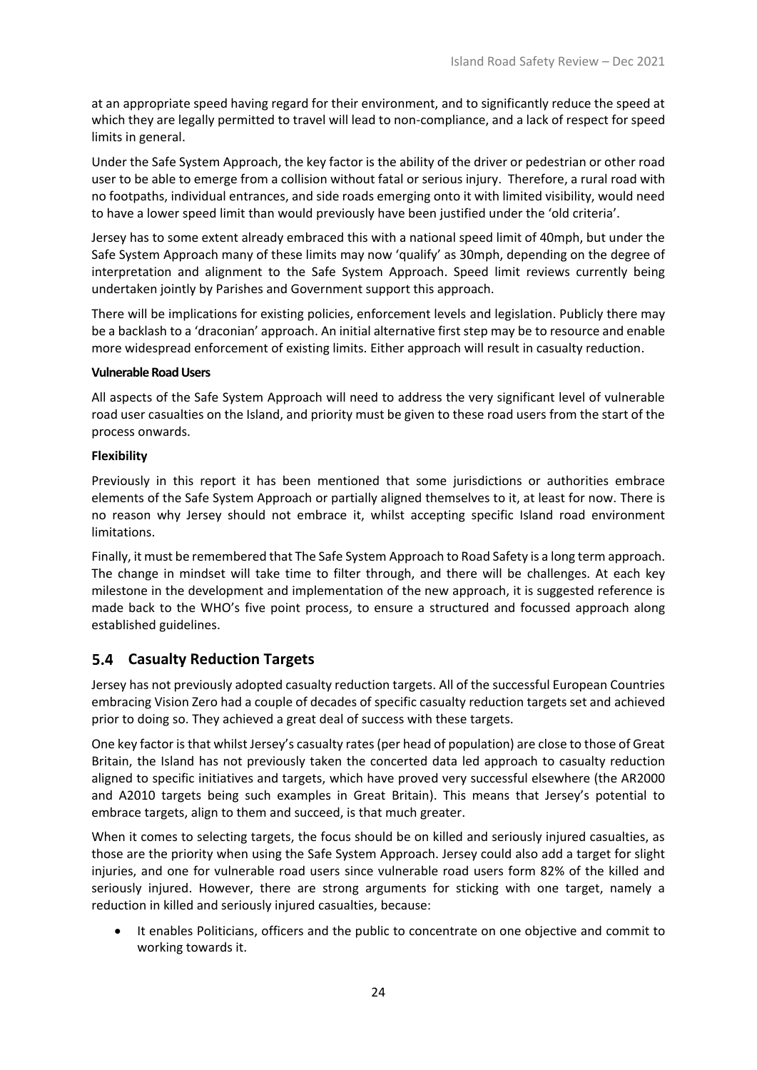at an appropriate speed having regard for their environment, and to significantly reduce the speed at which they are legally permitted to travel will lead to non-compliance, and a lack of respect for speed limits in general.

Under the Safe System Approach, the key factor is the ability of the driver or pedestrian or other road user to be able to emerge from a collision without fatal or serious injury. Therefore, a rural road with no footpaths, individual entrances, and side roads emerging onto it with limited visibility, would need to have a lower speed limit than would previously have been justified under the 'old criteria'.

Jersey has to some extent already embraced this with a national speed limit of 40mph, but under the Safe System Approach many of these limits may now 'qualify' as 30mph, depending on the degree of interpretation and alignment to the Safe System Approach. Speed limit reviews currently being undertaken jointly by Parishes and Government support this approach.

There will be implications for existing policies, enforcement levels and legislation. Publicly there may be a backlash to a 'draconian' approach. An initial alternative first step may be to resource and enable more widespread enforcement of existing limits. Either approach will result in casualty reduction.

**Vulnerable Road Users**

All aspects of the Safe System Approach will need to address the very significant level of vulnerable road user casualties on the Island, and priority must be given to these road users from the start of the process onwards.

**Flexibility**

Previously in this report it has been mentioned that some jurisdictions or authorities embrace elements of the Safe System Approach or partially aligned themselves to it, at least for now. There is no reason why Jersey should not embrace it, whilst accepting specific Island road environment limitations.

Finally, it must be remembered that The Safe System Approach to Road Safety is a long term approach. The change in mindset will take time to filter through, and there will be challenges. At each key milestone in the development and implementation of the new approach, it is suggested reference is made back to the WHO's five point process, to ensure a structured and focussed approach along established guidelines.

## 5.4 Casualty Reduction Targets

Jersey has not previously adopted casualty reduction targets. All of the successful European Countries embracing Vision Zero had a couple of decades of specific casualty reduction targets set and achieved prior to doing so. They achieved a great deal of success with these targets.

One key factor is that whilst Jersey's casualty rates (per head of population) are close to those of Great Britain, the Island has not previously taken the concerted data led approach to casualty reduction aligned to specific initiatives and targets, which have proved very successful elsewhere (the AR2000 and A2010 targets being such examples in Great Britain). This means that Jersey's potential to embrace targets, align to them and succeed, is that much greater.

When it comes to selecting targets, the focus should be on killed and seriously injured casualties, as those are the priority when using the Safe System Approach. Jersey could also add a target for slight injuries, and one for vulnerable road users since vulnerable road users form 82% of the killed and seriously injured. However, there are strong arguments for sticking with one target, namely a reduction in killed and seriously injured casualties, because:

- It enables Politicians, officers and the public to concentrate on one objective and commit to working towards it.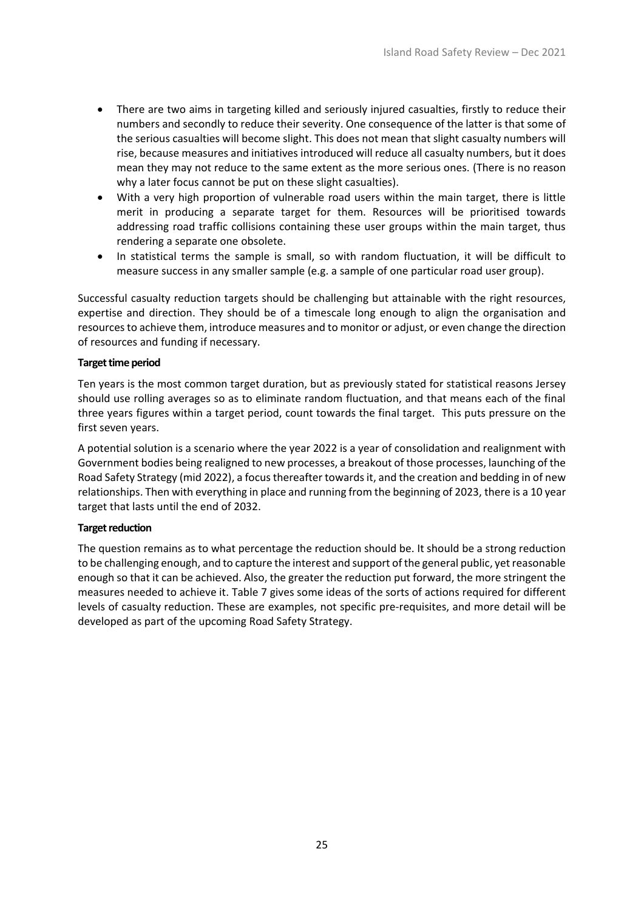- There are two aims in targeting killed and seriously injured casualties, firstly to reduce their numbers and secondly to reduce their severity. One consequence of the latter is that some of the serious casualties will become slight. This does not mean that slight casualty numbers will rise, because measures and initiatives introduced will reduce all casualty numbers, but it does mean they may not reduce to the same extent as the more serious ones. (There is no reason why a later focus cannot be put on these slight casualties).
- With a very high proportion of vulnerable road users within the main target, there is little merit in producing a separate target for them. Resources will be prioritised towards addressing road traffic collisions containing these user groups within the main target, thus rendering a separate one obsolete.
- In statistical terms the sample is small, so with random fluctuation, it will be difficult to measure success in any smaller sample (e.g. a sample of one particular road user group).

Successful casualty reduction targets should be challenging but attainable with the right resources, expertise and direction. They should be of a timescale long enough to align the organisation and resources to achieve them, introduce measures and to monitor or adjust, or even change the direction of resources and funding if necessary.

**Target time period**

Ten years is the most common target duration, but as previously stated for statistical reasons Jersey should use rolling averages so as to eliminate random fluctuation, and that means each of the final three years figures within a target period, count towards the final target. This puts pressure on the first seven years.

A potential solution is a scenario where the year 2022 is a year of consolidation and realignment with Government bodies being realigned to new processes, a breakout of those processes, launching of the Road Safety Strategy (mid 2022), a focus thereafter towards it, and the creation and bedding in of new relationships. Then with everything in place and running from the beginning of 2023, there is a 10 year target that lasts until the end of 2032.

**Target reduction**

The question remains as to what percentage the reduction should be. It should be a strong reduction to be challenging enough, and to capture the interest and support of the general public, yet reasonable enough so that it can be achieved. Also, the greater the reduction put forward, the more stringent the measures needed to achieve it. Table 7 gives some ideas of the sorts of actions required for different levels of casualty reduction. These are examples, not specific pre-requisites, and more detail will be developed as part of the upcoming Road Safety Strategy.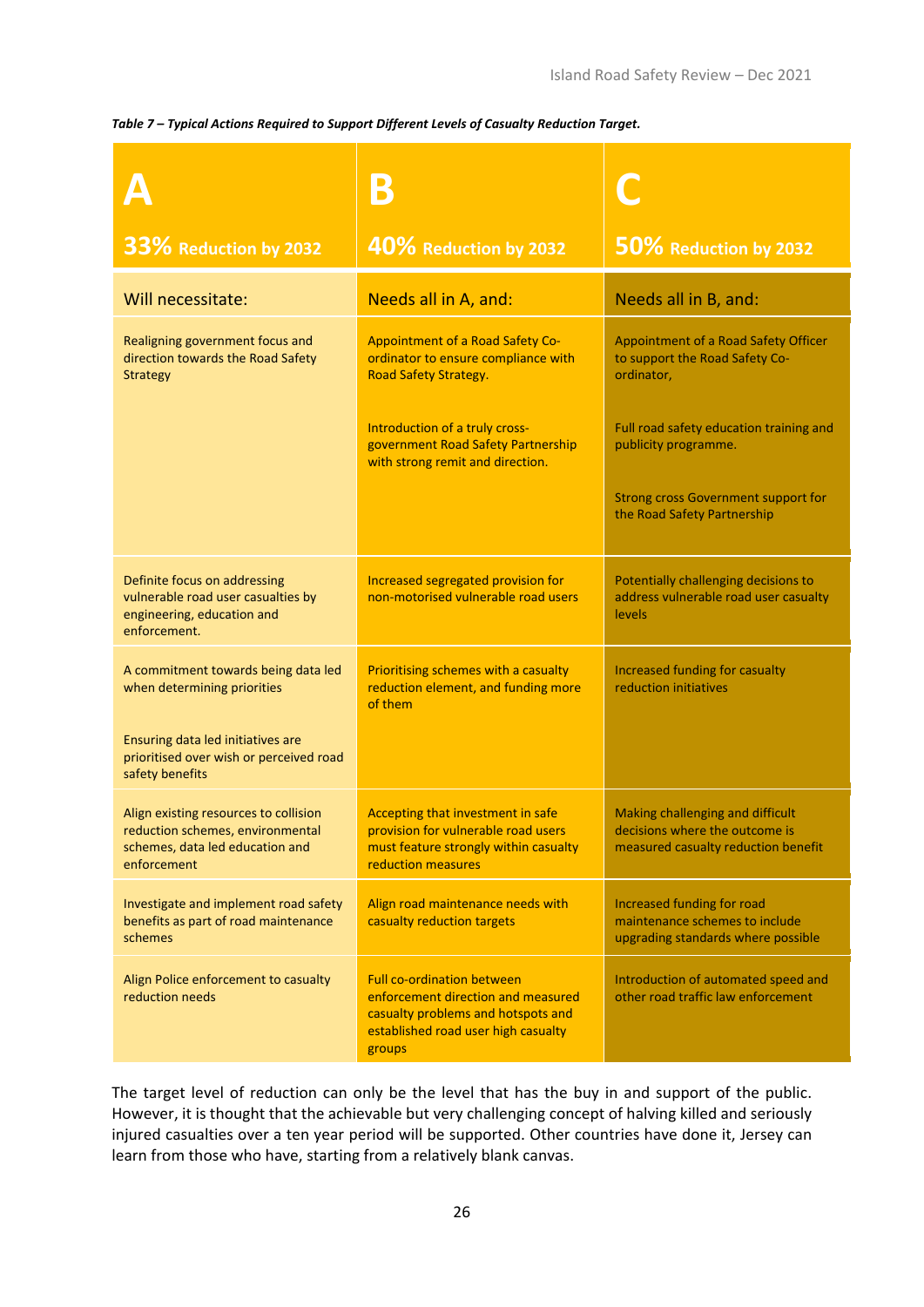*Table 7 – Typical Actions Required to Support Different Levels of Casualty Reduction Target.*

| **A**<br>**33% Reduction by 2032** | **B**<br>**40% Reduction by 2032** | **C**<br>**50% Reduction by 2032** |
|---|---|---|
| Will necessitate: | Needs all in A, and: | Needs all in B, and: |
| Realigning government focus and direction towards the Road Safety Strategy | Appointment of a Road Safety Co-ordinator to ensure compliance with Road Safety Strategy.<br><br>Introduction of a truly cross-government Road Safety Partnership with strong remit and direction. | Appointment of a Road Safety Officer to support the Road Safety Co-ordinator,<br><br>Full road safety education training and publicity programme.<br><br>Strong cross Government support for the Road Safety Partnership |
| Definite focus on addressing vulnerable road user casualties by engineering, education and enforcement. | Increased segregated provision for non-motorised vulnerable road users | Potentially challenging decisions to address vulnerable road user casualty levels |
| A commitment towards being data led when determining priorities<br><br>Ensuring data led initiatives are prioritised over wish or perceived road safety benefits | Prioritising schemes with a casualty reduction element, and funding more of them | Increased funding for casualty reduction initiatives |
| Align existing resources to collision reduction schemes, environmental schemes, data led education and enforcement | Accepting that investment in safe provision for vulnerable road users must feature strongly within casualty reduction measures | Making challenging and difficult decisions where the outcome is measured casualty reduction benefit |
| Investigate and implement road safety benefits as part of road maintenance schemes | Align road maintenance needs with casualty reduction targets | Increased funding for road maintenance schemes to include upgrading standards where possible |
| Align Police enforcement to casualty reduction needs | Full co-ordination between enforcement direction and measured casualty problems and hotspots and established road user high casualty groups | Introduction of automated speed and other road traffic law enforcement |

The target level of reduction can only be the level that has the buy in and support of the public. However, it is thought that the achievable but very challenging concept of halving killed and seriously injured casualties over a ten year period will be supported. Other countries have done it, Jersey can learn from those who have, starting from a relatively blank canvas.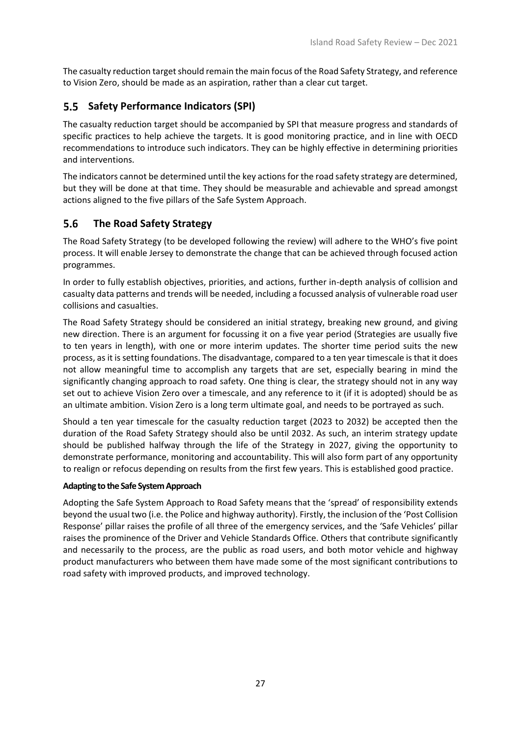The casualty reduction target should remain the main focus of the Road Safety Strategy, and reference to Vision Zero, should be made as an aspiration, rather than a clear cut target.

## 5.5 Safety Performance Indicators (SPI)

The casualty reduction target should be accompanied by SPI that measure progress and standards of specific practices to help achieve the targets. It is good monitoring practice, and in line with OECD recommendations to introduce such indicators. They can be highly effective in determining priorities and interventions.

The indicators cannot be determined until the key actions for the road safety strategy are determined, but they will be done at that time. They should be measurable and achievable and spread amongst actions aligned to the five pillars of the Safe System Approach.

## 5.6 The Road Safety Strategy

The Road Safety Strategy (to be developed following the review) will adhere to the WHO's five point process. It will enable Jersey to demonstrate the change that can be achieved through focused action programmes.

In order to fully establish objectives, priorities, and actions, further in-depth analysis of collision and casualty data patterns and trends will be needed, including a focussed analysis of vulnerable road user collisions and casualties.

The Road Safety Strategy should be considered an initial strategy, breaking new ground, and giving new direction. There is an argument for focussing it on a five year period (Strategies are usually five to ten years in length), with one or more interim updates. The shorter time period suits the new process, as it is setting foundations. The disadvantage, compared to a ten year timescale is that it does not allow meaningful time to accomplish any targets that are set, especially bearing in mind the significantly changing approach to road safety. One thing is clear, the strategy should not in any way set out to achieve Vision Zero over a timescale, and any reference to it (if it is adopted) should be as an ultimate ambition. Vision Zero is a long term ultimate goal, and needs to be portrayed as such.

Should a ten year timescale for the casualty reduction target (2023 to 2032) be accepted then the duration of the Road Safety Strategy should also be until 2032. As such, an interim strategy update should be published halfway through the life of the Strategy in 2027, giving the opportunity to demonstrate performance, monitoring and accountability. This will also form part of any opportunity to realign or refocus depending on results from the first few years. This is established good practice.

**Adapting to the Safe System Approach**

Adopting the Safe System Approach to Road Safety means that the 'spread' of responsibility extends beyond the usual two (i.e. the Police and highway authority). Firstly, the inclusion of the 'Post Collision Response' pillar raises the profile of all three of the emergency services, and the 'Safe Vehicles' pillar raises the prominence of the Driver and Vehicle Standards Office. Others that contribute significantly and necessarily to the process, are the public as road users, and both motor vehicle and highway product manufacturers who between them have made some of the most significant contributions to road safety with improved products, and improved technology.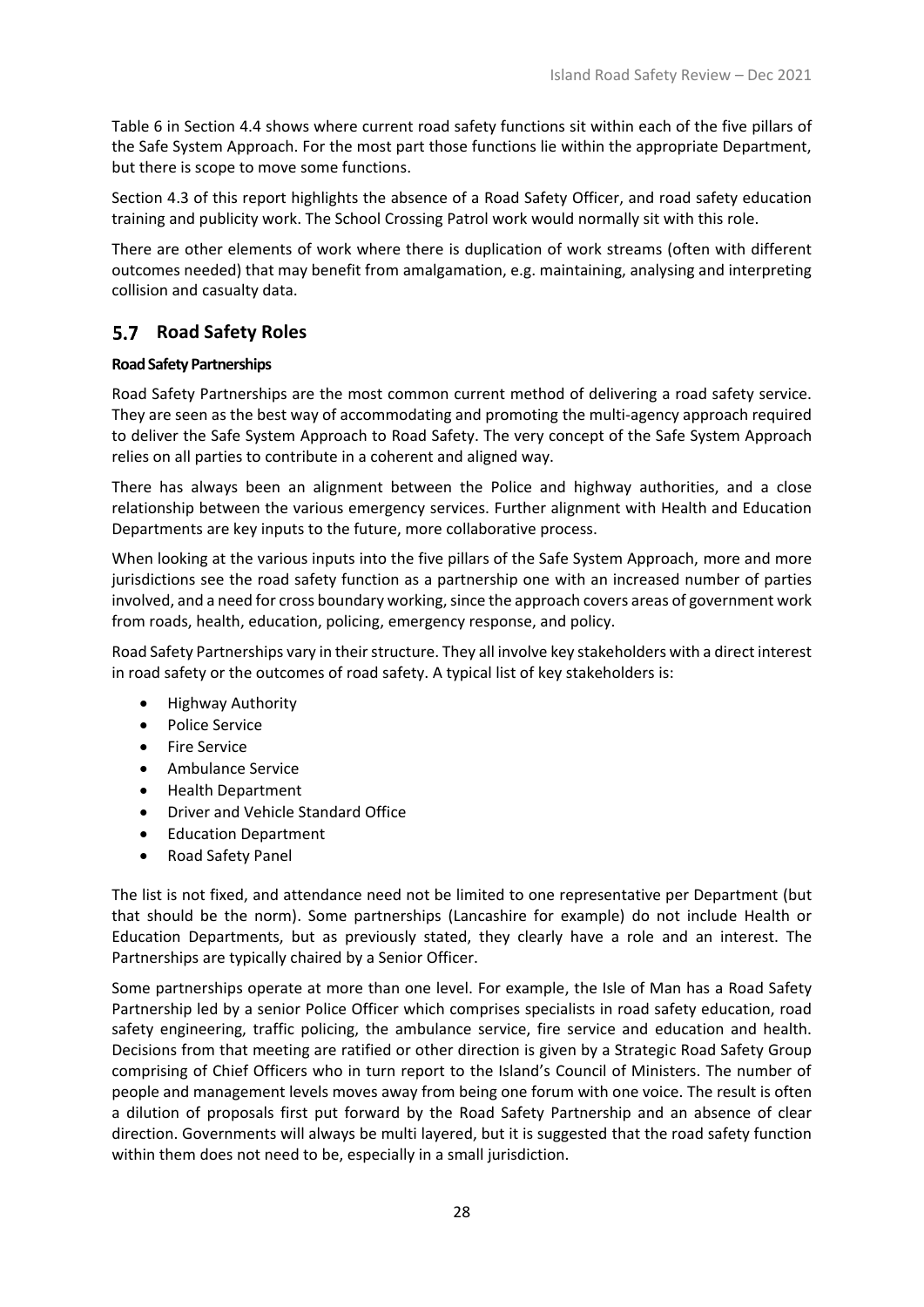Table 6 in Section 4.4 shows where current road safety functions sit within each of the five pillars of the Safe System Approach. For the most part those functions lie within the appropriate Department, but there is scope to move some functions.

Section 4.3 of this report highlights the absence of a Road Safety Officer, and road safety education training and publicity work. The School Crossing Patrol work would normally sit with this role.

There are other elements of work where there is duplication of work streams (often with different outcomes needed) that may benefit from amalgamation, e.g. maintaining, analysing and interpreting collision and casualty data.

## 5.7 Road Safety Roles

**Road Safety Partnerships**

Road Safety Partnerships are the most common current method of delivering a road safety service. They are seen as the best way of accommodating and promoting the multi-agency approach required to deliver the Safe System Approach to Road Safety. The very concept of the Safe System Approach relies on all parties to contribute in a coherent and aligned way.

There has always been an alignment between the Police and highway authorities, and a close relationship between the various emergency services. Further alignment with Health and Education Departments are key inputs to the future, more collaborative process.

When looking at the various inputs into the five pillars of the Safe System Approach, more and more jurisdictions see the road safety function as a partnership one with an increased number of parties involved, and a need for cross boundary working, since the approach covers areas of government work from roads, health, education, policing, emergency response, and policy.

Road Safety Partnerships vary in their structure. They all involve key stakeholders with a direct interest in road safety or the outcomes of road safety. A typical list of key stakeholders is:

- Highway Authority
- Police Service
- Fire Service
- Ambulance Service
- Health Department
- Driver and Vehicle Standard Office
- Education Department
- Road Safety Panel

The list is not fixed, and attendance need not be limited to one representative per Department (but that should be the norm). Some partnerships (Lancashire for example) do not include Health or Education Departments, but as previously stated, they clearly have a role and an interest. The Partnerships are typically chaired by a Senior Officer.

Some partnerships operate at more than one level. For example, the Isle of Man has a Road Safety Partnership led by a senior Police Officer which comprises specialists in road safety education, road safety engineering, traffic policing, the ambulance service, fire service and education and health. Decisions from that meeting are ratified or other direction is given by a Strategic Road Safety Group comprising of Chief Officers who in turn report to the Island's Council of Ministers. The number of people and management levels moves away from being one forum with one voice. The result is often a dilution of proposals first put forward by the Road Safety Partnership and an absence of clear direction. Governments will always be multi layered, but it is suggested that the road safety function within them does not need to be, especially in a small jurisdiction.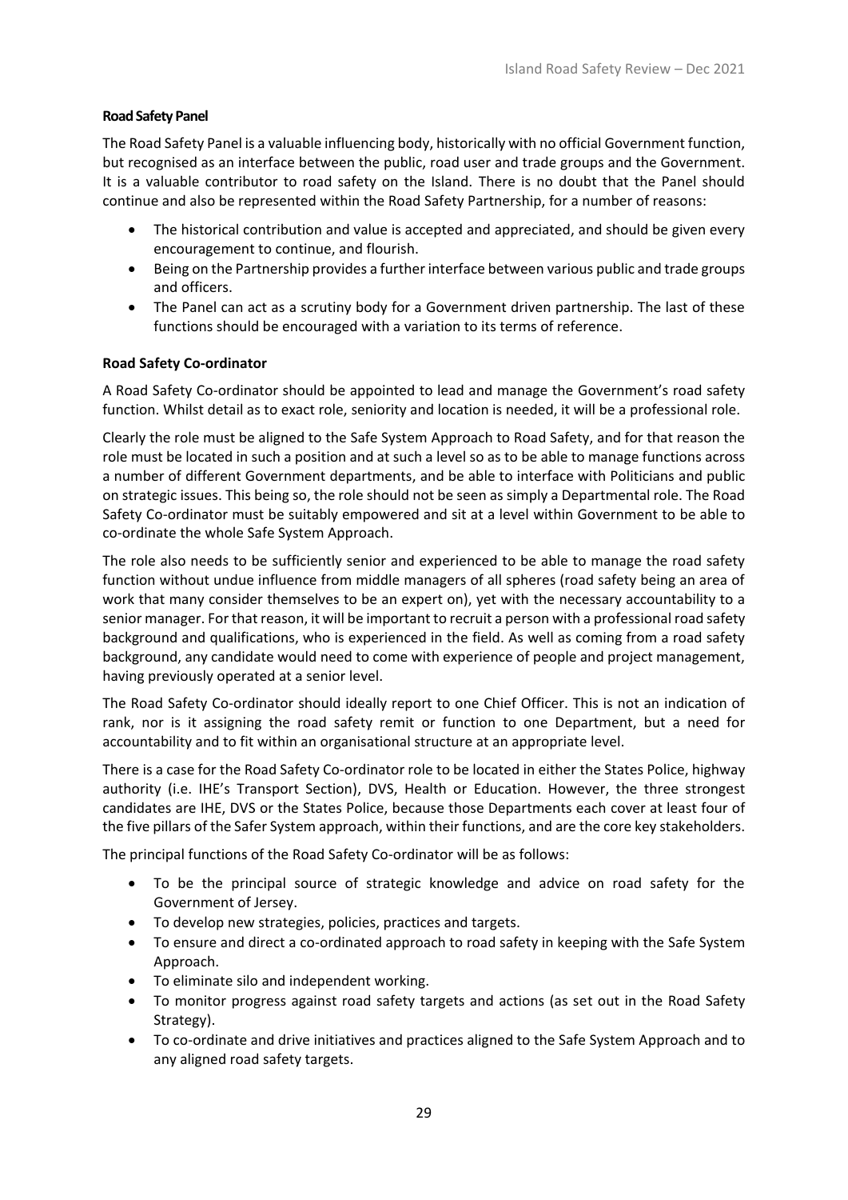**Road Safety Panel**

The Road Safety Panel is a valuable influencing body, historically with no official Government function, but recognised as an interface between the public, road user and trade groups and the Government. It is a valuable contributor to road safety on the Island. There is no doubt that the Panel should continue and also be represented within the Road Safety Partnership, for a number of reasons:

- The historical contribution and value is accepted and appreciated, and should be given every encouragement to continue, and flourish.
- Being on the Partnership provides a further interface between various public and trade groups and officers.
- The Panel can act as a scrutiny body for a Government driven partnership. The last of these functions should be encouraged with a variation to its terms of reference.

**Road Safety Co-ordinator**

A Road Safety Co-ordinator should be appointed to lead and manage the Government's road safety function. Whilst detail as to exact role, seniority and location is needed, it will be a professional role.

Clearly the role must be aligned to the Safe System Approach to Road Safety, and for that reason the role must be located in such a position and at such a level so as to be able to manage functions across a number of different Government departments, and be able to interface with Politicians and public on strategic issues. This being so, the role should not be seen as simply a Departmental role. The Road Safety Co-ordinator must be suitably empowered and sit at a level within Government to be able to co-ordinate the whole Safe System Approach.

The role also needs to be sufficiently senior and experienced to be able to manage the road safety function without undue influence from middle managers of all spheres (road safety being an area of work that many consider themselves to be an expert on), yet with the necessary accountability to a senior manager. For that reason, it will be important to recruit a person with a professional road safety background and qualifications, who is experienced in the field. As well as coming from a road safety background, any candidate would need to come with experience of people and project management, having previously operated at a senior level.

The Road Safety Co-ordinator should ideally report to one Chief Officer. This is not an indication of rank, nor is it assigning the road safety remit or function to one Department, but a need for accountability and to fit within an organisational structure at an appropriate level.

There is a case for the Road Safety Co-ordinator role to be located in either the States Police, highway authority (i.e. IHE's Transport Section), DVS, Health or Education. However, the three strongest candidates are IHE, DVS or the States Police, because those Departments each cover at least four of the five pillars of the Safer System approach, within their functions, and are the core key stakeholders.

The principal functions of the Road Safety Co-ordinator will be as follows:

- To be the principal source of strategic knowledge and advice on road safety for the Government of Jersey.
- To develop new strategies, policies, practices and targets.
- To ensure and direct a co-ordinated approach to road safety in keeping with the Safe System Approach.
- To eliminate silo and independent working.
- To monitor progress against road safety targets and actions (as set out in the Road Safety Strategy).
- To co-ordinate and drive initiatives and practices aligned to the Safe System Approach and to any aligned road safety targets.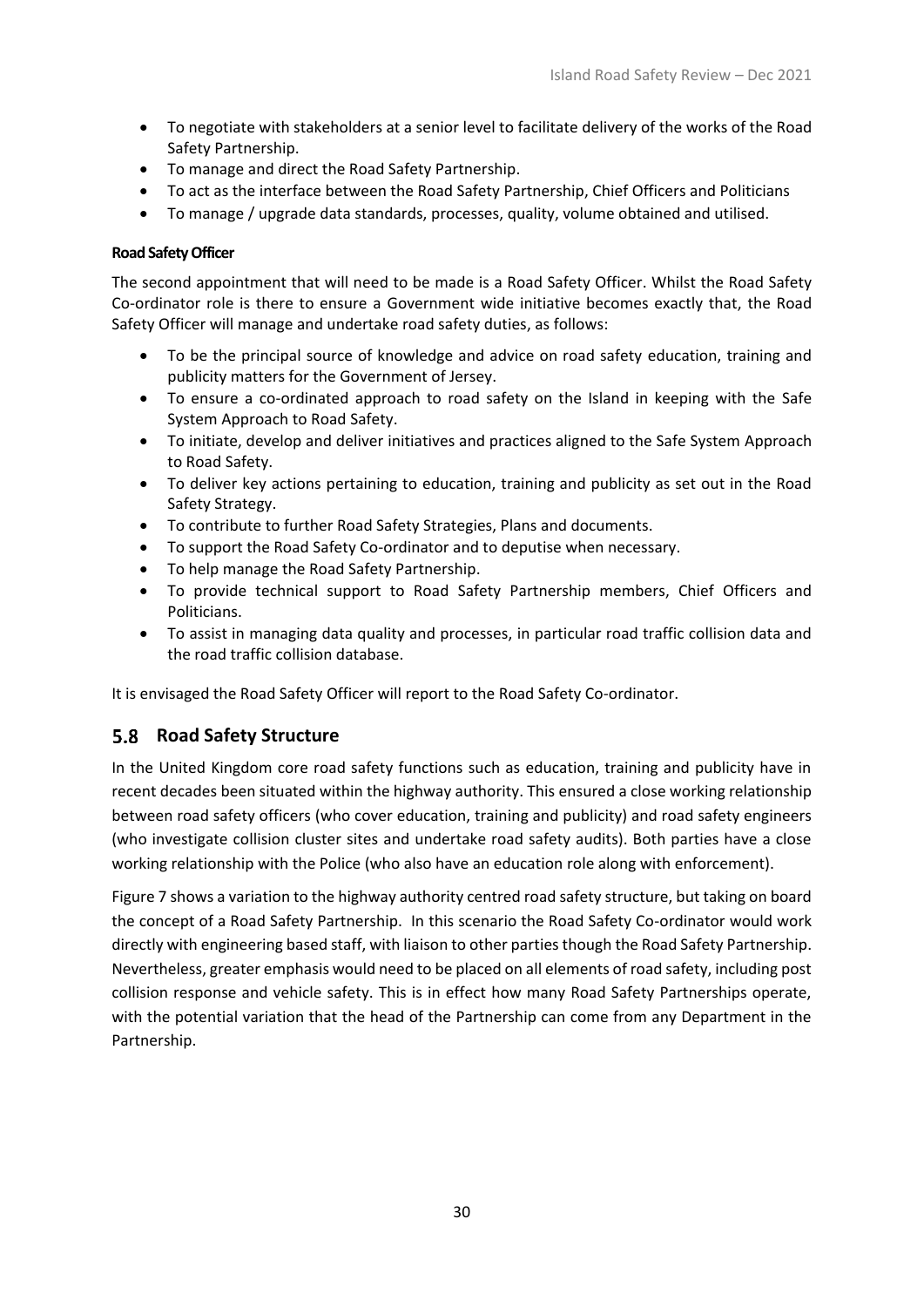- To negotiate with stakeholders at a senior level to facilitate delivery of the works of the Road Safety Partnership.
- To manage and direct the Road Safety Partnership.
- To act as the interface between the Road Safety Partnership, Chief Officers and Politicians
- To manage / upgrade data standards, processes, quality, volume obtained and utilised.

**Road Safety Officer**

The second appointment that will need to be made is a Road Safety Officer. Whilst the Road Safety Co-ordinator role is there to ensure a Government wide initiative becomes exactly that, the Road Safety Officer will manage and undertake road safety duties, as follows:

- To be the principal source of knowledge and advice on road safety education, training and publicity matters for the Government of Jersey.
- To ensure a co-ordinated approach to road safety on the Island in keeping with the Safe System Approach to Road Safety.
- To initiate, develop and deliver initiatives and practices aligned to the Safe System Approach to Road Safety.
- To deliver key actions pertaining to education, training and publicity as set out in the Road Safety Strategy.
- To contribute to further Road Safety Strategies, Plans and documents.
- To support the Road Safety Co-ordinator and to deputise when necessary.
- To help manage the Road Safety Partnership.
- To provide technical support to Road Safety Partnership members, Chief Officers and Politicians.
- To assist in managing data quality and processes, in particular road traffic collision data and the road traffic collision database.

It is envisaged the Road Safety Officer will report to the Road Safety Co-ordinator.

## 5.8 Road Safety Structure

In the United Kingdom core road safety functions such as education, training and publicity have in recent decades been situated within the highway authority. This ensured a close working relationship between road safety officers (who cover education, training and publicity) and road safety engineers (who investigate collision cluster sites and undertake road safety audits). Both parties have a close working relationship with the Police (who also have an education role along with enforcement).

Figure 7 shows a variation to the highway authority centred road safety structure, but taking on board the concept of a Road Safety Partnership. In this scenario the Road Safety Co-ordinator would work directly with engineering based staff, with liaison to other parties though the Road Safety Partnership. Nevertheless, greater emphasis would need to be placed on all elements of road safety, including post collision response and vehicle safety. This is in effect how many Road Safety Partnerships operate, with the potential variation that the head of the Partnership can come from any Department in the Partnership.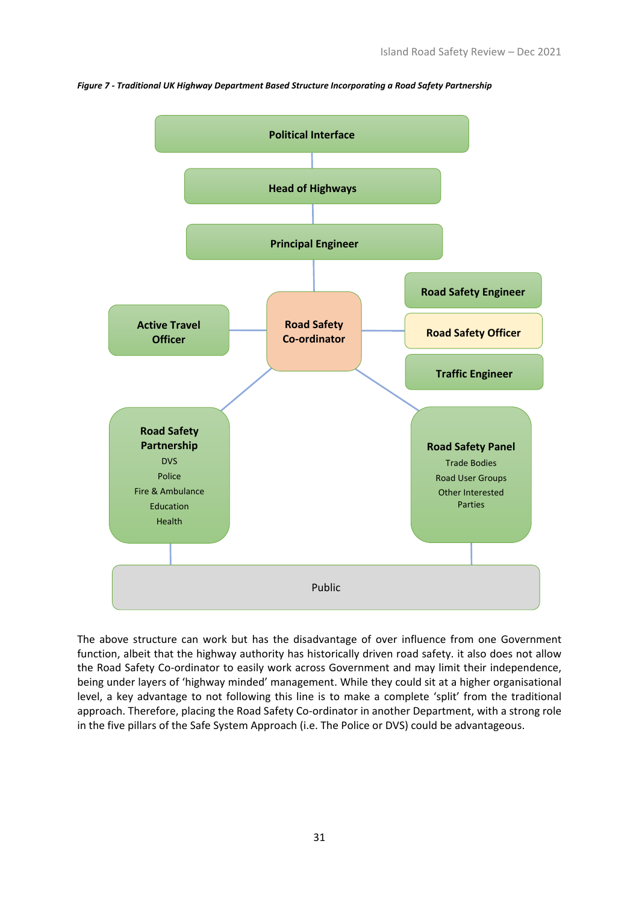*Figure 7 - Traditional UK Highway Department Based Structure Incorporating a Road Safety Partnership*

Political Interface

Head of Highways

Principal Engineer

Road Safety Co-ordinator

Active Travel Officer

Road Safety Engineer

Road Safety Officer

Traffic Engineer

**Road Safety Partnership**
DVS
Police
Fire & Ambulance
Education
Health

**Road Safety Panel**
Trade Bodies
Road User Groups
Other Interested Parties

Public

The above structure can work but has the disadvantage of over influence from one Government function, albeit that the highway authority has historically driven road safety. it also does not allow the Road Safety Co-ordinator to easily work across Government and may limit their independence, being under layers of 'highway minded' management. While they could sit at a higher organisational level, a key advantage to not following this line is to make a complete 'split' from the traditional approach. Therefore, placing the Road Safety Co-ordinator in another Department, with a strong role in the five pillars of the Safe System Approach (i.e. The Police or DVS) could be advantageous.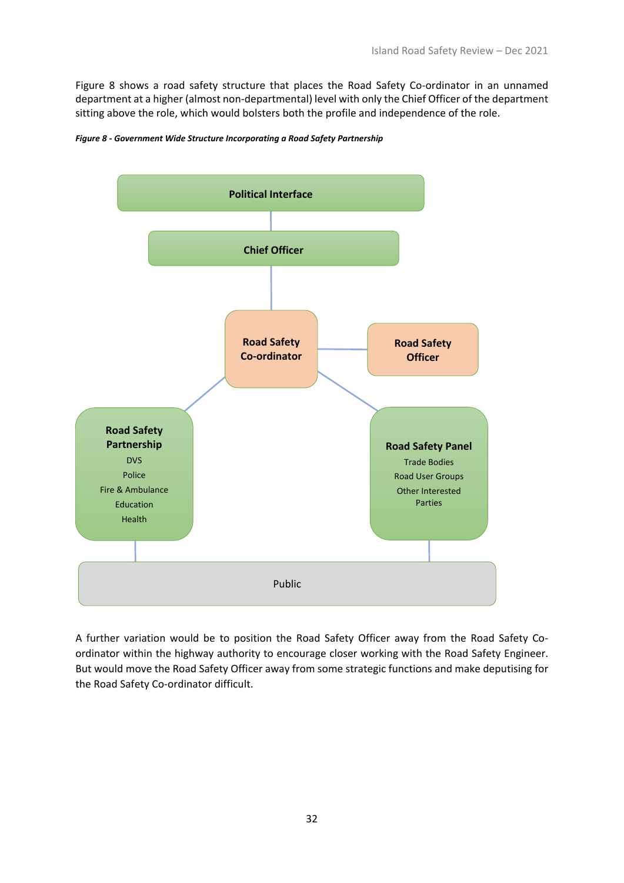Figure 8 shows a road safety structure that places the Road Safety Co-ordinator in an unnamed department at a higher (almost non-departmental) level with only the Chief Officer of the department sitting above the role, which would bolsters both the profile and independence of the role.

***Figure 8 - Government Wide Structure Incorporating a Road Safety Partnership***

**Political Interface**

**Chief Officer**

**Road Safety Co-ordinator**

**Road Safety Officer**

**Road Safety Partnership**
DVS
Police
Fire & Ambulance
Education
Health

**Road Safety Panel**
Trade Bodies
Road User Groups
Other Interested Parties

Public

A further variation would be to position the Road Safety Officer away from the Road Safety Co-ordinator within the highway authority to encourage closer working with the Road Safety Engineer. But would move the Road Safety Officer away from some strategic functions and make deputising for the Road Safety Co-ordinator difficult.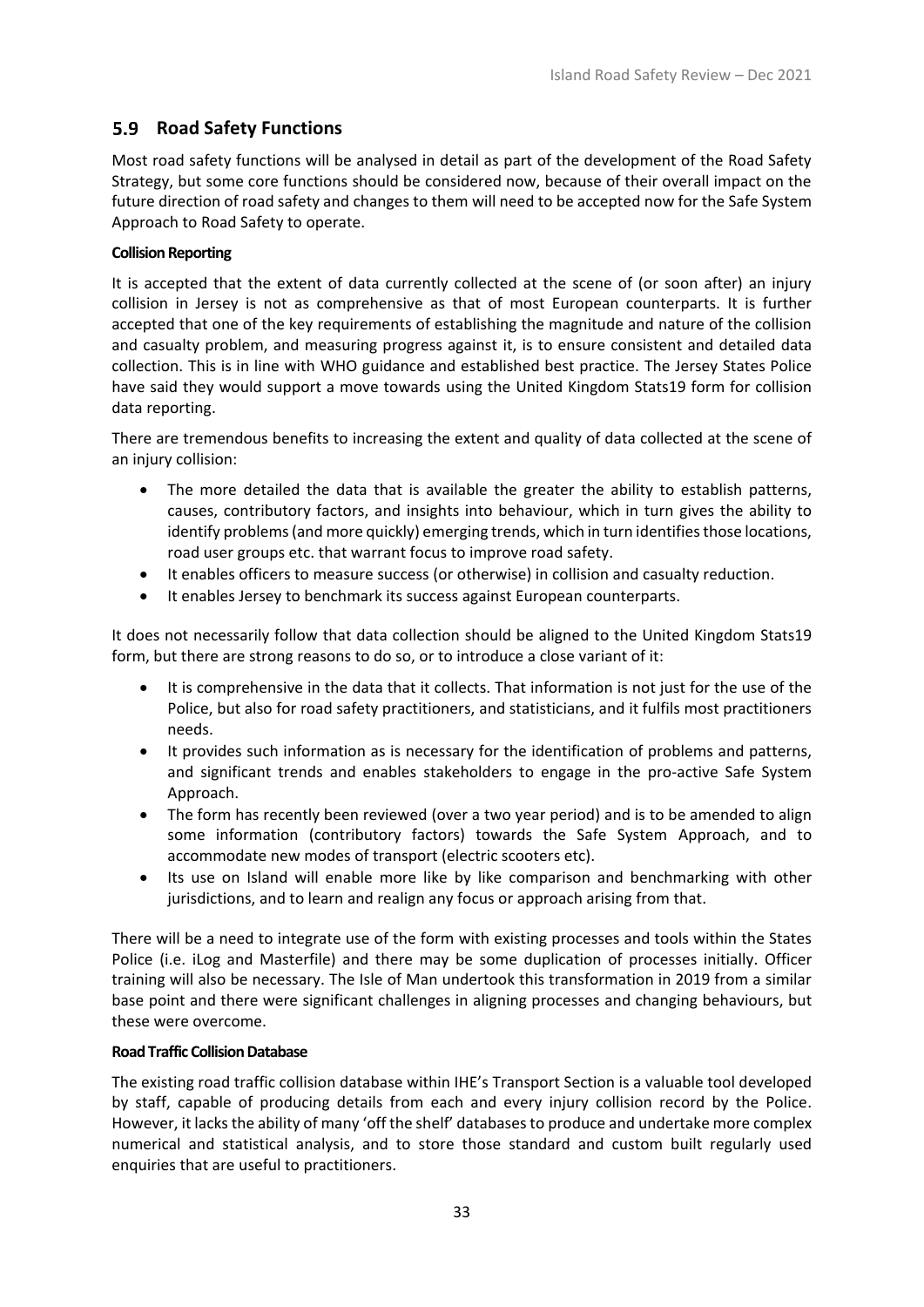## 5.9 Road Safety Functions

Most road safety functions will be analysed in detail as part of the development of the Road Safety Strategy, but some core functions should be considered now, because of their overall impact on the future direction of road safety and changes to them will need to be accepted now for the Safe System Approach to Road Safety to operate.

**Collision Reporting**

It is accepted that the extent of data currently collected at the scene of (or soon after) an injury collision in Jersey is not as comprehensive as that of most European counterparts. It is further accepted that one of the key requirements of establishing the magnitude and nature of the collision and casualty problem, and measuring progress against it, is to ensure consistent and detailed data collection. This is in line with WHO guidance and established best practice. The Jersey States Police have said they would support a move towards using the United Kingdom Stats19 form for collision data reporting.

There are tremendous benefits to increasing the extent and quality of data collected at the scene of an injury collision:

- The more detailed the data that is available the greater the ability to establish patterns, causes, contributory factors, and insights into behaviour, which in turn gives the ability to identify problems (and more quickly) emerging trends, which in turn identifies those locations, road user groups etc. that warrant focus to improve road safety.
- It enables officers to measure success (or otherwise) in collision and casualty reduction.
- It enables Jersey to benchmark its success against European counterparts.

It does not necessarily follow that data collection should be aligned to the United Kingdom Stats19 form, but there are strong reasons to do so, or to introduce a close variant of it:

- It is comprehensive in the data that it collects. That information is not just for the use of the Police, but also for road safety practitioners, and statisticians, and it fulfils most practitioners needs.
- It provides such information as is necessary for the identification of problems and patterns, and significant trends and enables stakeholders to engage in the pro-active Safe System Approach.
- The form has recently been reviewed (over a two year period) and is to be amended to align some information (contributory factors) towards the Safe System Approach, and to accommodate new modes of transport (electric scooters etc).
- Its use on Island will enable more like by like comparison and benchmarking with other jurisdictions, and to learn and realign any focus or approach arising from that.

There will be a need to integrate use of the form with existing processes and tools within the States Police (i.e. iLog and Masterfile) and there may be some duplication of processes initially. Officer training will also be necessary. The Isle of Man undertook this transformation in 2019 from a similar base point and there were significant challenges in aligning processes and changing behaviours, but these were overcome.

**Road Traffic Collision Database**

The existing road traffic collision database within IHE's Transport Section is a valuable tool developed by staff, capable of producing details from each and every injury collision record by the Police. However, it lacks the ability of many 'off the shelf' databases to produce and undertake more complex numerical and statistical analysis, and to store those standard and custom built regularly used enquiries that are useful to practitioners.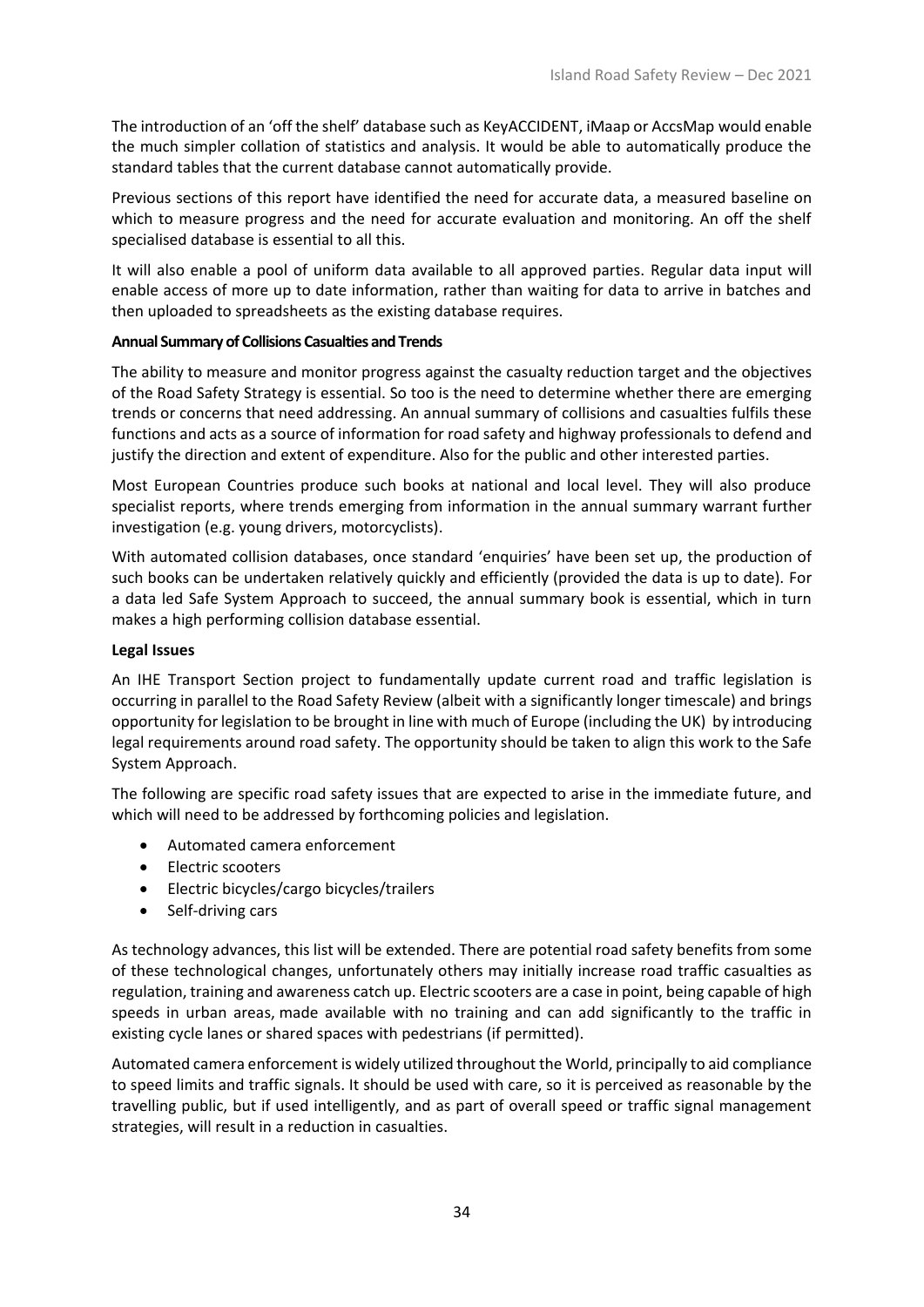The introduction of an 'off the shelf' database such as KeyACCIDENT, iMaap or AccsMap would enable the much simpler collation of statistics and analysis. It would be able to automatically produce the standard tables that the current database cannot automatically provide.

Previous sections of this report have identified the need for accurate data, a measured baseline on which to measure progress and the need for accurate evaluation and monitoring. An off the shelf specialised database is essential to all this.

It will also enable a pool of uniform data available to all approved parties. Regular data input will enable access of more up to date information, rather than waiting for data to arrive in batches and then uploaded to spreadsheets as the existing database requires.

**Annual Summary of Collisions Casualties and Trends**

The ability to measure and monitor progress against the casualty reduction target and the objectives of the Road Safety Strategy is essential. So too is the need to determine whether there are emerging trends or concerns that need addressing. An annual summary of collisions and casualties fulfils these functions and acts as a source of information for road safety and highway professionals to defend and justify the direction and extent of expenditure. Also for the public and other interested parties.

Most European Countries produce such books at national and local level. They will also produce specialist reports, where trends emerging from information in the annual summary warrant further investigation (e.g. young drivers, motorcyclists).

With automated collision databases, once standard 'enquiries' have been set up, the production of such books can be undertaken relatively quickly and efficiently (provided the data is up to date). For a data led Safe System Approach to succeed, the annual summary book is essential, which in turn makes a high performing collision database essential.

**Legal Issues**

An IHE Transport Section project to fundamentally update current road and traffic legislation is occurring in parallel to the Road Safety Review (albeit with a significantly longer timescale) and brings opportunity for legislation to be brought in line with much of Europe (including the UK) by introducing legal requirements around road safety. The opportunity should be taken to align this work to the Safe System Approach.

The following are specific road safety issues that are expected to arise in the immediate future, and which will need to be addressed by forthcoming policies and legislation.

- Automated camera enforcement
- Electric scooters
- Electric bicycles/cargo bicycles/trailers
- Self-driving cars

As technology advances, this list will be extended. There are potential road safety benefits from some of these technological changes, unfortunately others may initially increase road traffic casualties as regulation, training and awareness catch up. Electric scooters are a case in point, being capable of high speeds in urban areas, made available with no training and can add significantly to the traffic in existing cycle lanes or shared spaces with pedestrians (if permitted).

Automated camera enforcement is widely utilized throughout the World, principally to aid compliance to speed limits and traffic signals. It should be used with care, so it is perceived as reasonable by the travelling public, but if used intelligently, and as part of overall speed or traffic signal management strategies, will result in a reduction in casualties.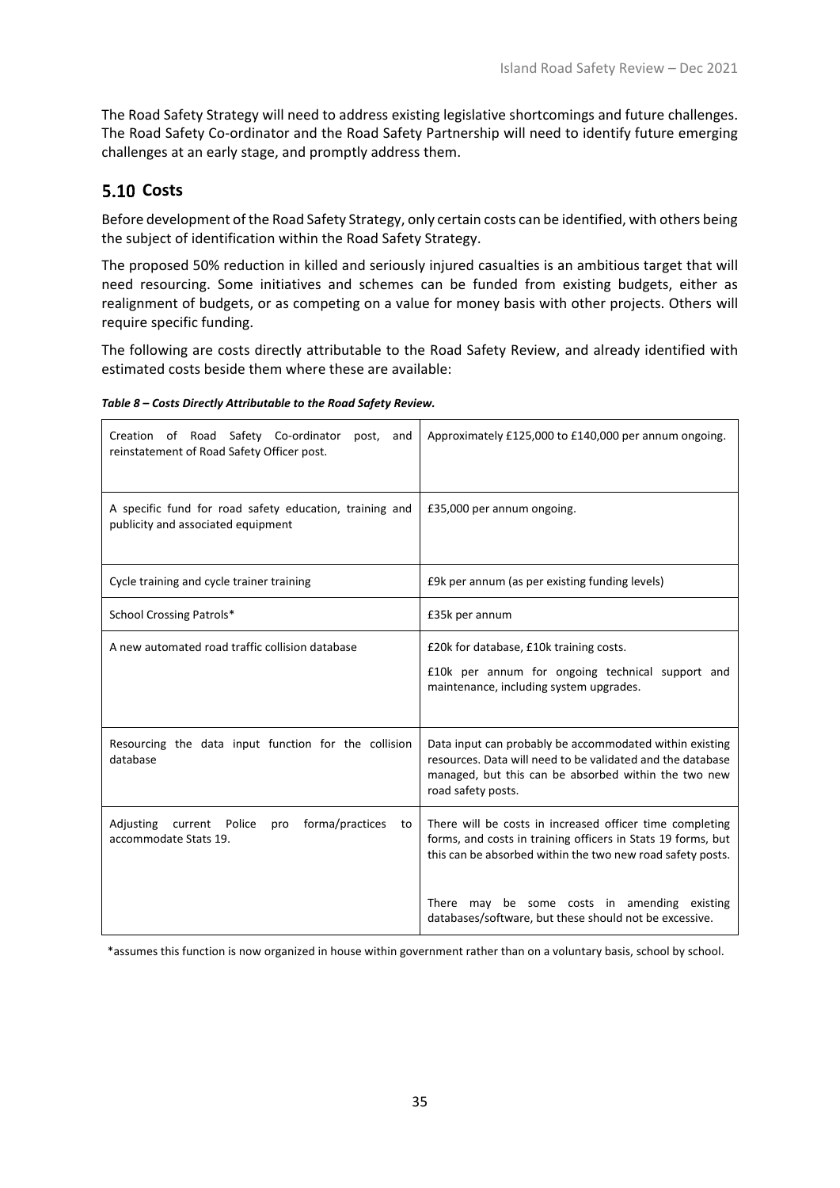The Road Safety Strategy will need to address existing legislative shortcomings and future challenges. The Road Safety Co-ordinator and the Road Safety Partnership will need to identify future emerging challenges at an early stage, and promptly address them.

## 5.10 Costs

Before development of the Road Safety Strategy, only certain costs can be identified, with others being the subject of identification within the Road Safety Strategy.

The proposed 50% reduction in killed and seriously injured casualties is an ambitious target that will need resourcing. Some initiatives and schemes can be funded from existing budgets, either as realignment of budgets, or as competing on a value for money basis with other projects. Others will require specific funding.

The following are costs directly attributable to the Road Safety Review, and already identified with estimated costs beside them where these are available:

***Table 8 – Costs Directly Attributable to the Road Safety Review.***

| | |
|---|---|
| Creation of Road Safety Co-ordinator post, and reinstatement of Road Safety Officer post. | Approximately £125,000 to £140,000 per annum ongoing. |
| A specific fund for road safety education, training and publicity and associated equipment | £35,000 per annum ongoing. |
| Cycle training and cycle trainer training | £9k per annum (as per existing funding levels) |
| School Crossing Patrols* | £35k per annum |
| A new automated road traffic collision database | £20k for database, £10k training costs.<br><br>£10k per annum for ongoing technical support and maintenance, including system upgrades. |
| Resourcing the data input function for the collision database | Data input can probably be accommodated within existing resources. Data will need to be validated and the database managed, but this can be absorbed within the two new road safety posts. |
| Adjusting current Police pro forma/practices to accommodate Stats 19. | There will be costs in increased officer time completing forms, and costs in training officers in Stats 19 forms, but this can be absorbed within the two new road safety posts.<br><br>There may be some costs in amending existing databases/software, but these should not be excessive. |

*assumes this function is now organized in house within government rather than on a voluntary basis, school by school.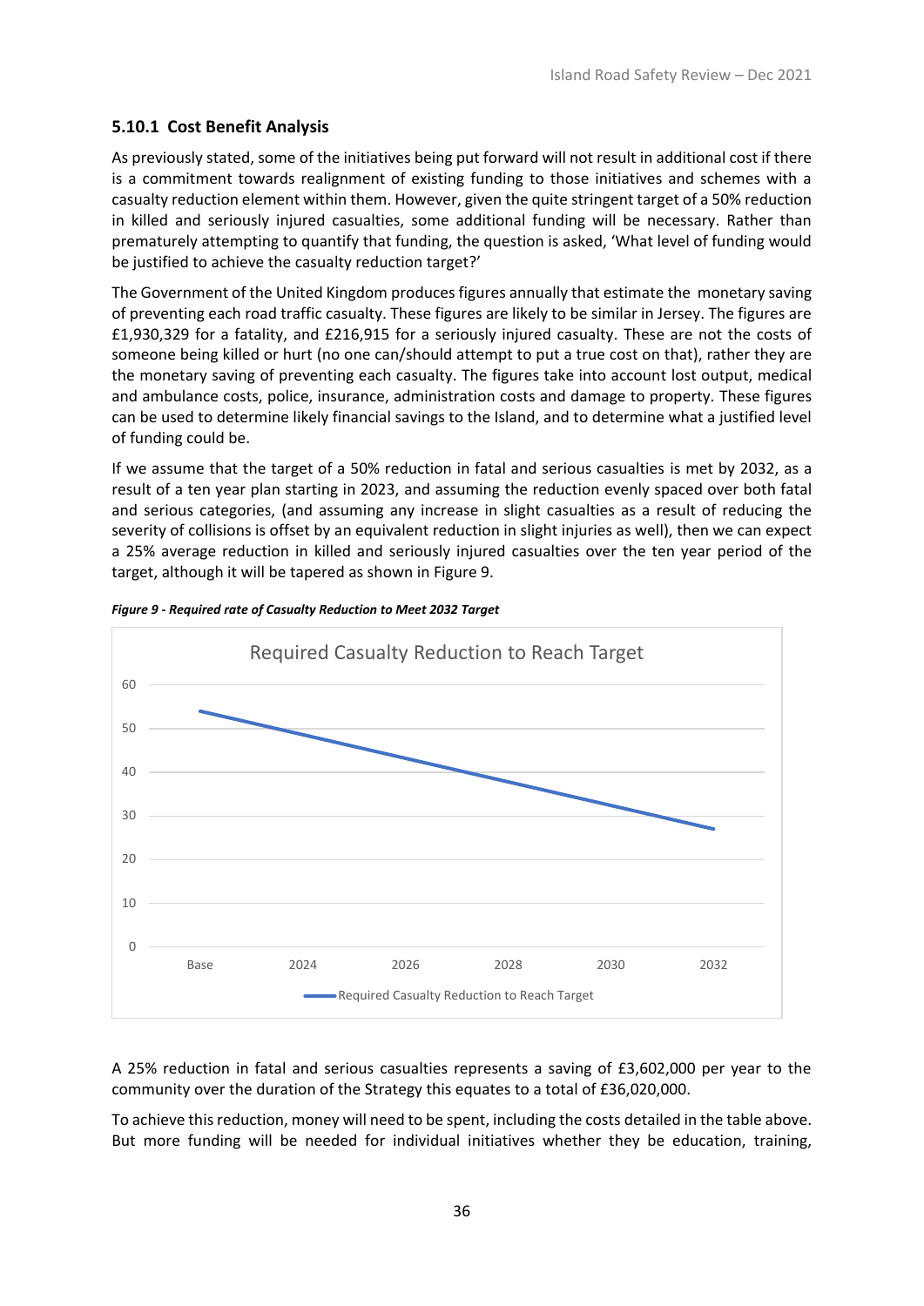### 5.10.1 Cost Benefit Analysis

As previously stated, some of the initiatives being put forward will not result in additional cost if there is a commitment towards realignment of existing funding to those initiatives and schemes with a casualty reduction element within them. However, given the quite stringent target of a 50% reduction in killed and seriously injured casualties, some additional funding will be necessary. Rather than prematurely attempting to quantify that funding, the question is asked, 'What level of funding would be justified to achieve the casualty reduction target?'

The Government of the United Kingdom produces figures annually that estimate the monetary saving of preventing each road traffic casualty. These figures are likely to be similar in Jersey. The figures are £1,930,329 for a fatality, and £216,915 for a seriously injured casualty. These are not the costs of someone being killed or hurt (no one can/should attempt to put a true cost on that), rather they are the monetary saving of preventing each casualty. The figures take into account lost output, medical and ambulance costs, police, insurance, administration costs and damage to property. These figures can be used to determine likely financial savings to the Island, and to determine what a justified level of funding could be.

If we assume that the target of a 50% reduction in fatal and serious casualties is met by 2032, as a result of a ten year plan starting in 2023, and assuming the reduction evenly spaced over both fatal and serious categories, (and assuming any increase in slight casualties as a result of reducing the severity of collisions is offset by an equivalent reduction in slight injuries as well), then we can expect a 25% average reduction in killed and seriously injured casualties over the ten year period of the target, although it will be tapered as shown in Figure 9.

***Figure 9 - Required rate of Casualty Reduction to Meet 2032 Target***

A 25% reduction in fatal and serious casualties represents a saving of £3,602,000 per year to the community over the duration of the Strategy this equates to a total of £36,020,000.

To achieve this reduction, money will need to be spent, including the costs detailed in the table above. But more funding will be needed for individual initiatives whether they be education, training,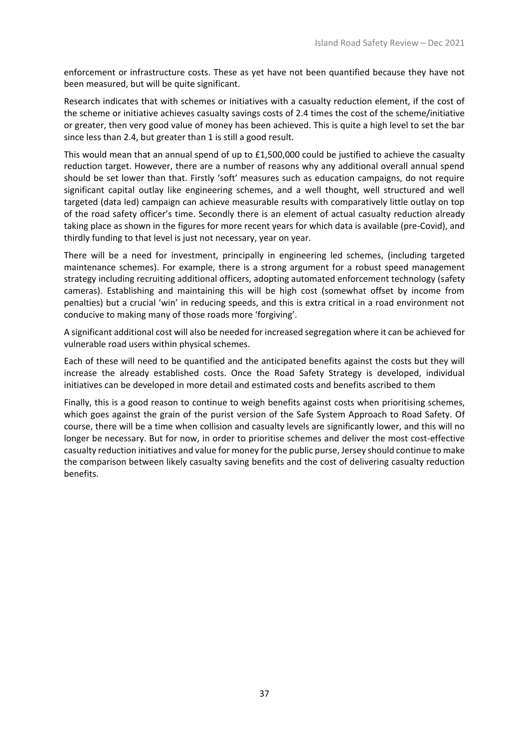enforcement or infrastructure costs. These as yet have not been quantified because they have not been measured, but will be quite significant.

Research indicates that with schemes or initiatives with a casualty reduction element, if the cost of the scheme or initiative achieves casualty savings costs of 2.4 times the cost of the scheme/initiative or greater, then very good value of money has been achieved. This is quite a high level to set the bar since less than 2.4, but greater than 1 is still a good result.

This would mean that an annual spend of up to £1,500,000 could be justified to achieve the casualty reduction target. However, there are a number of reasons why any additional overall annual spend should be set lower than that. Firstly 'soft' measures such as education campaigns, do not require significant capital outlay like engineering schemes, and a well thought, well structured and well targeted (data led) campaign can achieve measurable results with comparatively little outlay on top of the road safety officer's time. Secondly there is an element of actual casualty reduction already taking place as shown in the figures for more recent years for which data is available (pre-Covid), and thirdly funding to that level is just not necessary, year on year.

There will be a need for investment, principally in engineering led schemes, (including targeted maintenance schemes). For example, there is a strong argument for a robust speed management strategy including recruiting additional officers, adopting automated enforcement technology (safety cameras). Establishing and maintaining this will be high cost (somewhat offset by income from penalties) but a crucial 'win' in reducing speeds, and this is extra critical in a road environment not conducive to making many of those roads more 'forgiving'.

A significant additional cost will also be needed for increased segregation where it can be achieved for vulnerable road users within physical schemes.

Each of these will need to be quantified and the anticipated benefits against the costs but they will increase the already established costs. Once the Road Safety Strategy is developed, individual initiatives can be developed in more detail and estimated costs and benefits ascribed to them

Finally, this is a good reason to continue to weigh benefits against costs when prioritising schemes, which goes against the grain of the purist version of the Safe System Approach to Road Safety. Of course, there will be a time when collision and casualty levels are significantly lower, and this will no longer be necessary. But for now, in order to prioritise schemes and deliver the most cost-effective casualty reduction initiatives and value for money for the public purse, Jersey should continue to make the comparison between likely casualty saving benefits and the cost of delivering casualty reduction benefits.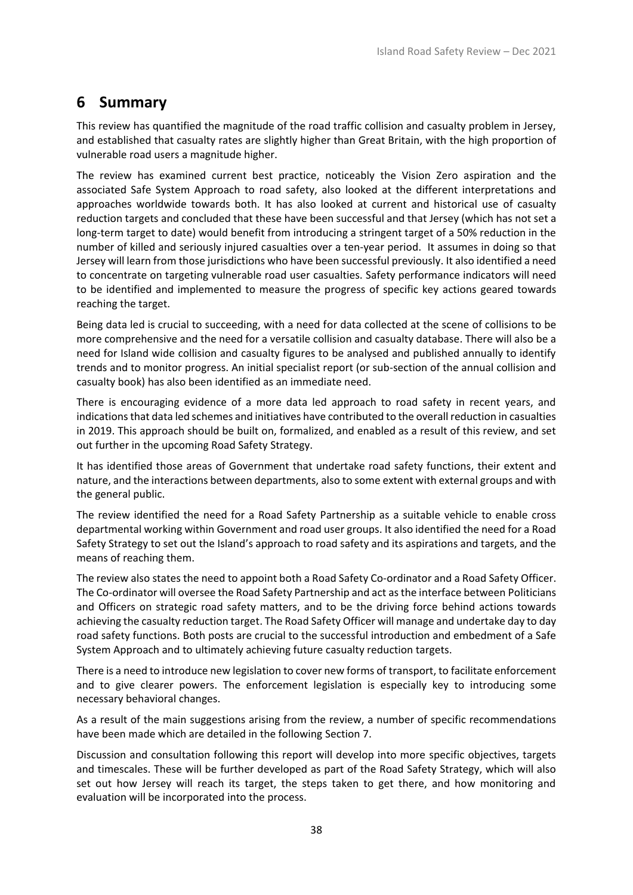# 6 Summary

This review has quantified the magnitude of the road traffic collision and casualty problem in Jersey, and established that casualty rates are slightly higher than Great Britain, with the high proportion of vulnerable road users a magnitude higher.

The review has examined current best practice, noticeably the Vision Zero aspiration and the associated Safe System Approach to road safety, also looked at the different interpretations and approaches worldwide towards both. It has also looked at current and historical use of casualty reduction targets and concluded that these have been successful and that Jersey (which has not set a long-term target to date) would benefit from introducing a stringent target of a 50% reduction in the number of killed and seriously injured casualties over a ten-year period. It assumes in doing so that Jersey will learn from those jurisdictions who have been successful previously. It also identified a need to concentrate on targeting vulnerable road user casualties. Safety performance indicators will need to be identified and implemented to measure the progress of specific key actions geared towards reaching the target.

Being data led is crucial to succeeding, with a need for data collected at the scene of collisions to be more comprehensive and the need for a versatile collision and casualty database. There will also be a need for Island wide collision and casualty figures to be analysed and published annually to identify trends and to monitor progress. An initial specialist report (or sub-section of the annual collision and casualty book) has also been identified as an immediate need.

There is encouraging evidence of a more data led approach to road safety in recent years, and indications that data led schemes and initiatives have contributed to the overall reduction in casualties in 2019. This approach should be built on, formalized, and enabled as a result of this review, and set out further in the upcoming Road Safety Strategy.

It has identified those areas of Government that undertake road safety functions, their extent and nature, and the interactions between departments, also to some extent with external groups and with the general public.

The review identified the need for a Road Safety Partnership as a suitable vehicle to enable cross departmental working within Government and road user groups. It also identified the need for a Road Safety Strategy to set out the Island's approach to road safety and its aspirations and targets, and the means of reaching them.

The review also states the need to appoint both a Road Safety Co-ordinator and a Road Safety Officer. The Co-ordinator will oversee the Road Safety Partnership and act as the interface between Politicians and Officers on strategic road safety matters, and to be the driving force behind actions towards achieving the casualty reduction target. The Road Safety Officer will manage and undertake day to day road safety functions. Both posts are crucial to the successful introduction and embedment of a Safe System Approach and to ultimately achieving future casualty reduction targets.

There is a need to introduce new legislation to cover new forms of transport, to facilitate enforcement and to give clearer powers. The enforcement legislation is especially key to introducing some necessary behavioral changes.

As a result of the main suggestions arising from the review, a number of specific recommendations have been made which are detailed in the following Section 7.

Discussion and consultation following this report will develop into more specific objectives, targets and timescales. These will be further developed as part of the Road Safety Strategy, which will also set out how Jersey will reach its target, the steps taken to get there, and how monitoring and evaluation will be incorporated into the process.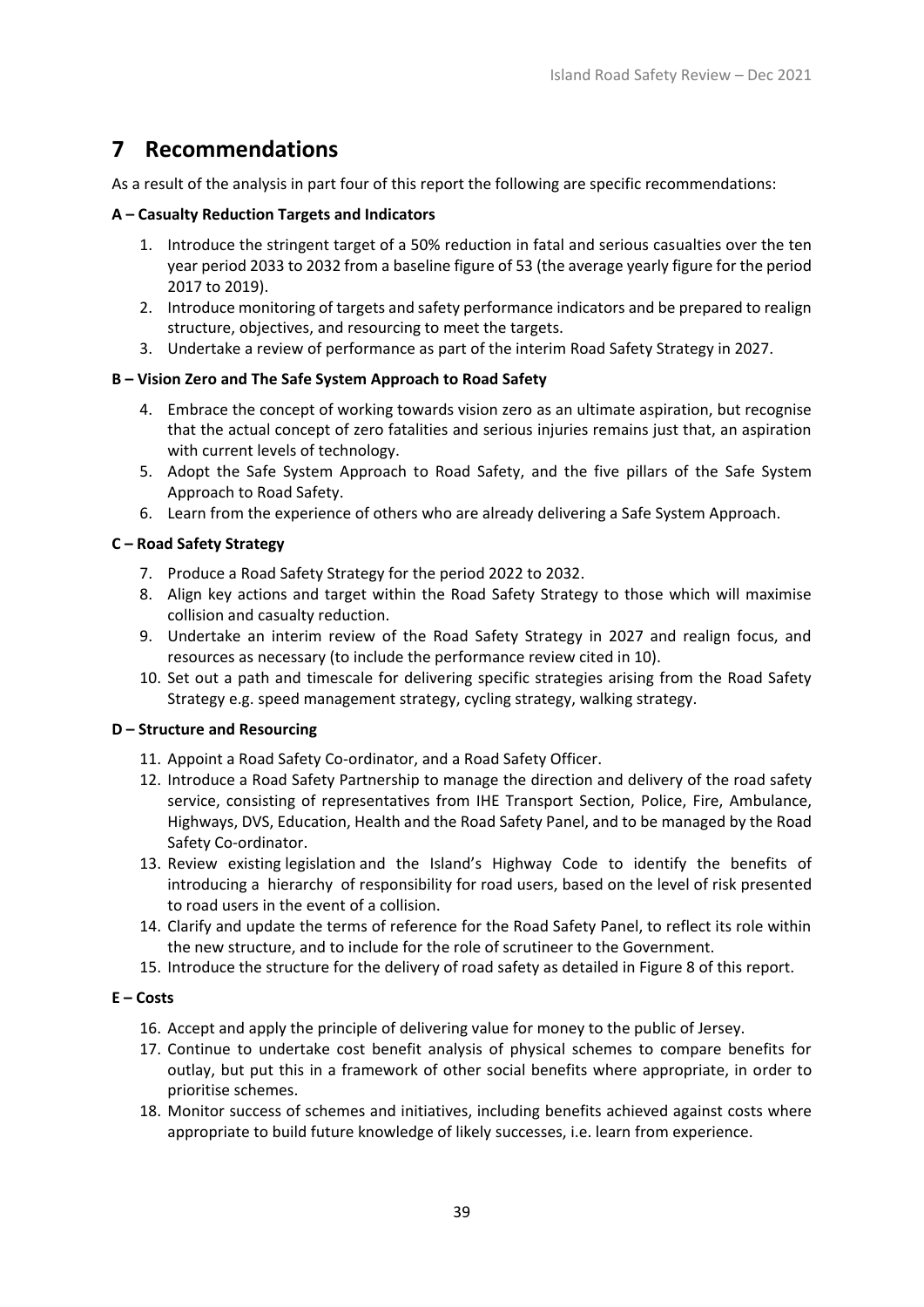# 7 Recommendations

As a result of the analysis in part four of this report the following are specific recommendations:

**A – Casualty Reduction Targets and Indicators**

1. Introduce the stringent target of a 50% reduction in fatal and serious casualties over the ten year period 2033 to 2032 from a baseline figure of 53 (the average yearly figure for the period 2017 to 2019).
2. Introduce monitoring of targets and safety performance indicators and be prepared to realign structure, objectives, and resourcing to meet the targets.
3. Undertake a review of performance as part of the interim Road Safety Strategy in 2027.

**B – Vision Zero and The Safe System Approach to Road Safety**

4. Embrace the concept of working towards vision zero as an ultimate aspiration, but recognise that the actual concept of zero fatalities and serious injuries remains just that, an aspiration with current levels of technology.
5. Adopt the Safe System Approach to Road Safety, and the five pillars of the Safe System Approach to Road Safety.
6. Learn from the experience of others who are already delivering a Safe System Approach.

**C – Road Safety Strategy**

7. Produce a Road Safety Strategy for the period 2022 to 2032.
8. Align key actions and target within the Road Safety Strategy to those which will maximise collision and casualty reduction.
9. Undertake an interim review of the Road Safety Strategy in 2027 and realign focus, and resources as necessary (to include the performance review cited in 10).
10. Set out a path and timescale for delivering specific strategies arising from the Road Safety Strategy e.g. speed management strategy, cycling strategy, walking strategy.

**D – Structure and Resourcing**

11. Appoint a Road Safety Co-ordinator, and a Road Safety Officer.
12. Introduce a Road Safety Partnership to manage the direction and delivery of the road safety service, consisting of representatives from IHE Transport Section, Police, Fire, Ambulance, Highways, DVS, Education, Health and the Road Safety Panel, and to be managed by the Road Safety Co-ordinator.
13. Review existing legislation and the Island's Highway Code to identify the benefits of introducing a hierarchy of responsibility for road users, based on the level of risk presented to road users in the event of a collision.
14. Clarify and update the terms of reference for the Road Safety Panel, to reflect its role within the new structure, and to include for the role of scrutineer to the Government.
15. Introduce the structure for the delivery of road safety as detailed in Figure 8 of this report.

**E – Costs**

16. Accept and apply the principle of delivering value for money to the public of Jersey.
17. Continue to undertake cost benefit analysis of physical schemes to compare benefits for outlay, but put this in a framework of other social benefits where appropriate, in order to prioritise schemes.
18. Monitor success of schemes and initiatives, including benefits achieved against costs where appropriate to build future knowledge of likely successes, i.e. learn from experience.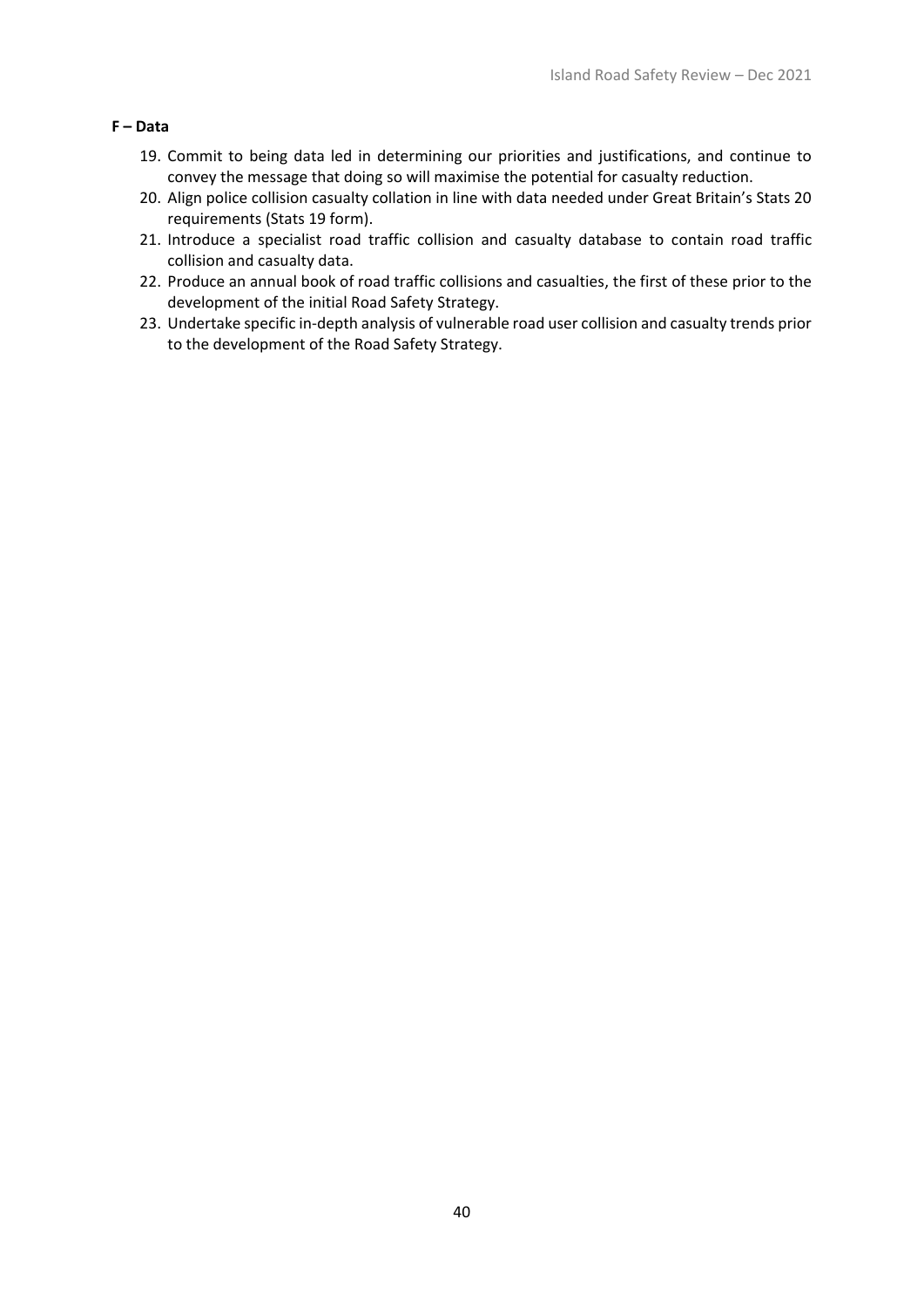**F – Data**

19. Commit to being data led in determining our priorities and justifications, and continue to convey the message that doing so will maximise the potential for casualty reduction.
20. Align police collision casualty collation in line with data needed under Great Britain's Stats 20 requirements (Stats 19 form).
21. Introduce a specialist road traffic collision and casualty database to contain road traffic collision and casualty data.
22. Produce an annual book of road traffic collisions and casualties, the first of these prior to the development of the initial Road Safety Strategy.
23. Undertake specific in-depth analysis of vulnerable road user collision and casualty trends prior to the development of the Road Safety Strategy.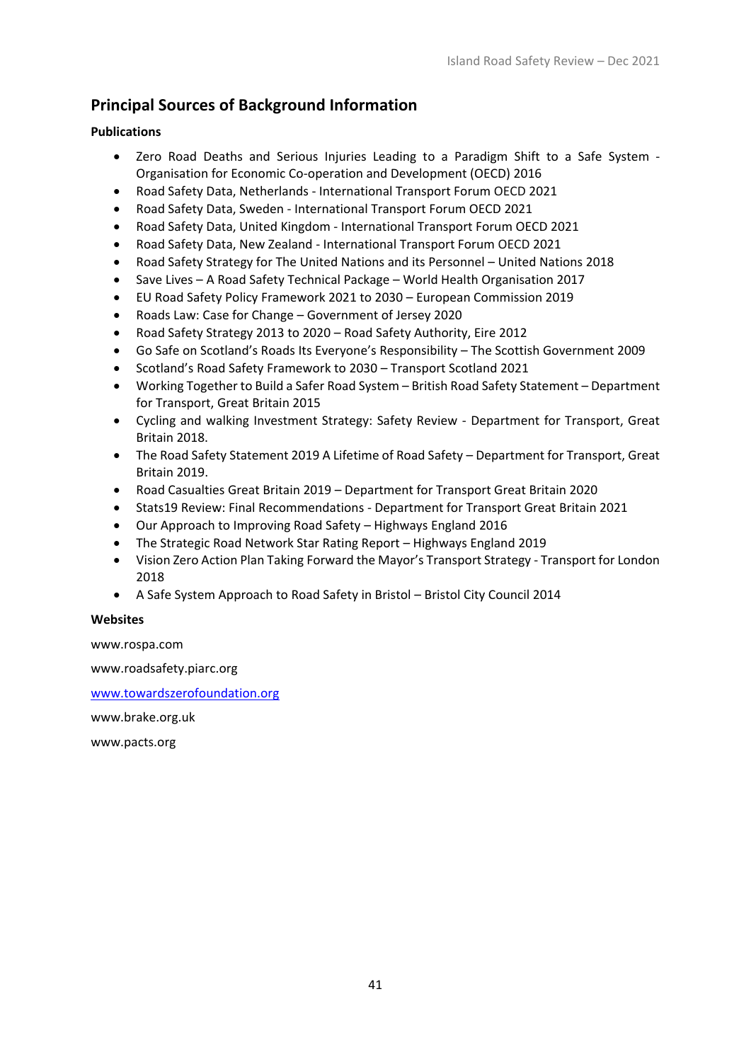## Principal Sources of Background Information

**Publications**

- Zero Road Deaths and Serious Injuries Leading to a Paradigm Shift to a Safe System - Organisation for Economic Co-operation and Development (OECD) 2016
- Road Safety Data, Netherlands - International Transport Forum OECD 2021
- Road Safety Data, Sweden - International Transport Forum OECD 2021
- Road Safety Data, United Kingdom - International Transport Forum OECD 2021
- Road Safety Data, New Zealand - International Transport Forum OECD 2021
- Road Safety Strategy for The United Nations and its Personnel – United Nations 2018
- Save Lives – A Road Safety Technical Package – World Health Organisation 2017
- EU Road Safety Policy Framework 2021 to 2030 – European Commission 2019
- Roads Law: Case for Change – Government of Jersey 2020
- Road Safety Strategy 2013 to 2020 – Road Safety Authority, Eire 2012
- Go Safe on Scotland's Roads Its Everyone's Responsibility – The Scottish Government 2009
- Scotland's Road Safety Framework to 2030 – Transport Scotland 2021
- Working Together to Build a Safer Road System – British Road Safety Statement – Department for Transport, Great Britain 2015
- Cycling and walking Investment Strategy: Safety Review - Department for Transport, Great Britain 2018.
- The Road Safety Statement 2019 A Lifetime of Road Safety – Department for Transport, Great Britain 2019.
- Road Casualties Great Britain 2019 – Department for Transport Great Britain 2020
- Stats19 Review: Final Recommendations - Department for Transport Great Britain 2021
- Our Approach to Improving Road Safety – Highways England 2016
- The Strategic Road Network Star Rating Report – Highways England 2019
- Vision Zero Action Plan Taking Forward the Mayor's Transport Strategy - Transport for London 2018
- A Safe System Approach to Road Safety in Bristol – Bristol City Council 2014

**Websites**

www.rospa.com

www.roadsafety.piarc.org

www.towardszerofoundation.org

www.brake.org.uk

www.pacts.org